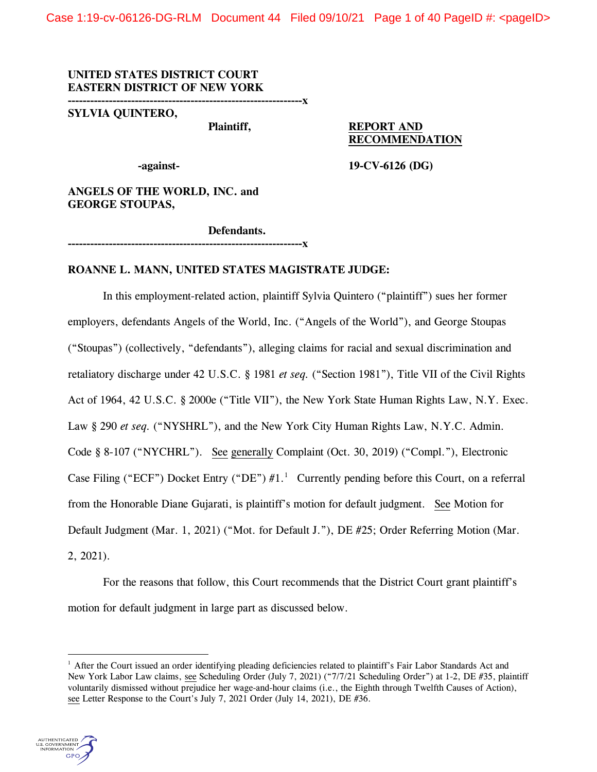UNITED STATES DISTRICT COURT
EASTERN DISTRICT OF NEW YORK
---------------------------------------------------------------x
SYLVIA QUINTERO,

Plaintiff,

-against-

ANGELS OF THE WORLD, INC. and GEORGE STOUPAS,

Defendants.
---------------------------------------------------------------x

**REPORT AND RECOMMENDATION**

**19-CV-6126 (DG)**

**ROANNE L. MANN, UNITED STATES MAGISTRATE JUDGE:**

In this employment-related action, plaintiff Sylvia Quintero ("plaintiff") sues her former employers, defendants Angels of the World, Inc. ("Angels of the World"), and George Stoupas ("Stoupas") (collectively, "defendants"), alleging claims for racial and sexual discrimination and retaliatory discharge under 42 U.S.C. § 1981 *et seq.* ("Section 1981"), Title VII of the Civil Rights Act of 1964, 42 U.S.C. § 2000e ("Title VII"), the New York State Human Rights Law, N.Y. Exec. Law § 290 *et seq.* ("NYSHRL"), and the New York City Human Rights Law, N.Y.C. Admin. Code § 8-107 ("NYCHRL"). See generally Complaint (Oct. 30, 2019) ("Compl."), Electronic Case Filing ("ECF") Docket Entry ("DE") #1.[1] Currently pending before this Court, on a referral from the Honorable Diane Gujarati, is plaintiff's motion for default judgment. See Motion for Default Judgment (Mar. 1, 2021) ("Mot. for Default J."), DE #25; Order Referring Motion (Mar. 2, 2021).

For the reasons that follow, this Court recommends that the District Court grant plaintiff's motion for default judgment in large part as discussed below.

[1] After the Court issued an order identifying pleading deficiencies related to plaintiff's Fair Labor Standards Act and New York Labor Law claims, see Scheduling Order (July 7, 2021) ("7/7/21 Scheduling Order") at 1-2, DE #35, plaintiff voluntarily dismissed without prejudice her wage-and-hour claims (i.e., the Eighth through Twelfth Causes of Action), see Letter Response to the Court's July 7, 2021 Order (July 14, 2021), DE #36.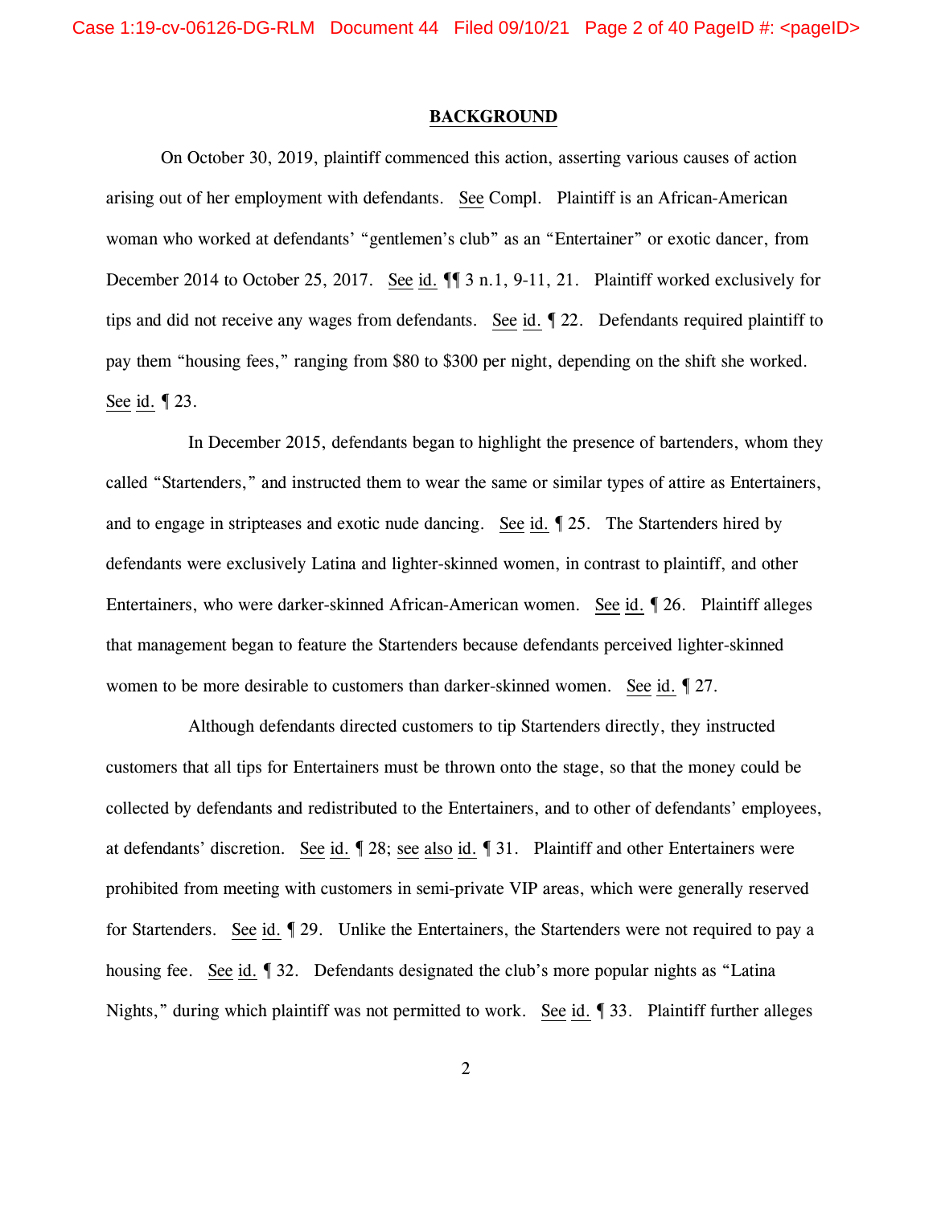## BACKGROUND

On October 30, 2019, plaintiff commenced this action, asserting various causes of action arising out of her employment with defendants. See Compl. Plaintiff is an African-American woman who worked at defendants' "gentlemen's club" as an "Entertainer" or exotic dancer, from December 2014 to October 25, 2017. See id. ¶¶ 3 n.1, 9-11, 21. Plaintiff worked exclusively for tips and did not receive any wages from defendants. See id. ¶ 22. Defendants required plaintiff to pay them "housing fees," ranging from $80 to $300 per night, depending on the shift she worked. See id. ¶ 23.

In December 2015, defendants began to highlight the presence of bartenders, whom they called "Startenders," and instructed them to wear the same or similar types of attire as Entertainers, and to engage in stripteases and exotic nude dancing. See id. ¶ 25. The Startenders hired by defendants were exclusively Latina and lighter-skinned women, in contrast to plaintiff, and other Entertainers, who were darker-skinned African-American women. See id. ¶ 26. Plaintiff alleges that management began to feature the Startenders because defendants perceived lighter-skinned women to be more desirable to customers than darker-skinned women. See id. ¶ 27.

Although defendants directed customers to tip Startenders directly, they instructed customers that all tips for Entertainers must be thrown onto the stage, so that the money could be collected by defendants and redistributed to the Entertainers, and to other of defendants' employees, at defendants' discretion. See id. ¶ 28; see also id. ¶ 31. Plaintiff and other Entertainers were prohibited from meeting with customers in semi-private VIP areas, which were generally reserved for Startenders. See id. ¶ 29. Unlike the Entertainers, the Startenders were not required to pay a housing fee. See id. ¶ 32. Defendants designated the club's more popular nights as "Latina Nights," during which plaintiff was not permitted to work. See id. ¶ 33. Plaintiff further alleges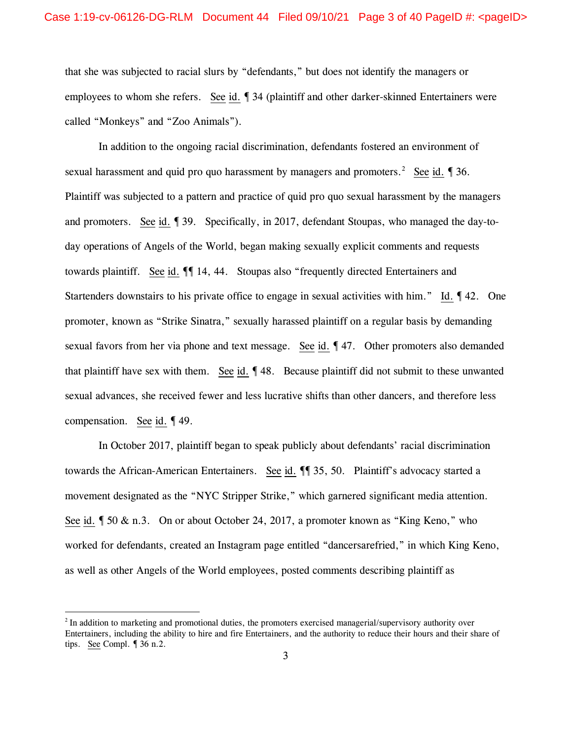that she was subjected to racial slurs by "defendants," but does not identify the managers or employees to whom she refers. See id. ¶ 34 (plaintiff and other darker-skinned Entertainers were called "Monkeys" and "Zoo Animals").

In addition to the ongoing racial discrimination, defendants fostered an environment of sexual harassment and quid pro quo harassment by managers and promoters.[2] See id. ¶ 36. Plaintiff was subjected to a pattern and practice of quid pro quo sexual harassment by the managers and promoters. See id. ¶ 39. Specifically, in 2017, defendant Stoupas, who managed the day-to-day operations of Angels of the World, began making sexually explicit comments and requests towards plaintiff. See id. ¶¶ 14, 44. Stoupas also "frequently directed Entertainers and Startenders downstairs to his private office to engage in sexual activities with him." Id. ¶ 42. One promoter, known as "Strike Sinatra," sexually harassed plaintiff on a regular basis by demanding sexual favors from her via phone and text message. See id. ¶ 47. Other promoters also demanded that plaintiff have sex with them. See id. ¶ 48. Because plaintiff did not submit to these unwanted sexual advances, she received fewer and less lucrative shifts than other dancers, and therefore less compensation. See id. ¶ 49.

In October 2017, plaintiff began to speak publicly about defendants' racial discrimination towards the African-American Entertainers. See id. ¶¶ 35, 50. Plaintiff's advocacy started a movement designated as the "NYC Stripper Strike," which garnered significant media attention. See id. ¶ 50 & n.3. On or about October 24, 2017, a promoter known as "King Keno," who worked for defendants, created an Instagram page entitled "dancersarefried," in which King Keno, as well as other Angels of the World employees, posted comments describing plaintiff as

---

[2] In addition to marketing and promotional duties, the promoters exercised managerial/supervisory authority over Entertainers, including the ability to hire and fire Entertainers, and the authority to reduce their hours and their share of tips. See Compl. ¶ 36 n.2.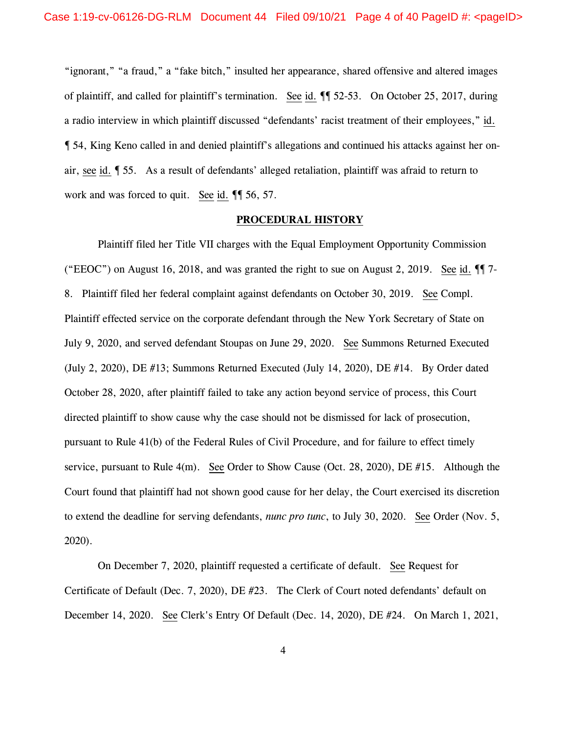"ignorant," "a fraud," a "fake bitch," insulted her appearance, shared offensive and altered images of plaintiff, and called for plaintiff's termination. See id. ¶¶ 52-53. On October 25, 2017, during a radio interview in which plaintiff discussed "defendants' racist treatment of their employees," id. ¶ 54, King Keno called in and denied plaintiff's allegations and continued his attacks against her on-air, see id. ¶ 55. As a result of defendants' alleged retaliation, plaintiff was afraid to return to work and was forced to quit. See id. ¶¶ 56, 57.

**PROCEDURAL HISTORY**

Plaintiff filed her Title VII charges with the Equal Employment Opportunity Commission ("EEOC") on August 16, 2018, and was granted the right to sue on August 2, 2019. See id. ¶¶ 7-8. Plaintiff filed her federal complaint against defendants on October 30, 2019. See Compl. Plaintiff effected service on the corporate defendant through the New York Secretary of State on July 9, 2020, and served defendant Stoupas on June 29, 2020. See Summons Returned Executed (July 2, 2020), DE #13; Summons Returned Executed (July 14, 2020), DE #14. By Order dated October 28, 2020, after plaintiff failed to take any action beyond service of process, this Court directed plaintiff to show cause why the case should not be dismissed for lack of prosecution, pursuant to Rule 41(b) of the Federal Rules of Civil Procedure, and for failure to effect timely service, pursuant to Rule 4(m). See Order to Show Cause (Oct. 28, 2020), DE #15. Although the Court found that plaintiff had not shown good cause for her delay, the Court exercised its discretion to extend the deadline for serving defendants, *nunc pro tunc*, to July 30, 2020. See Order (Nov. 5, 2020).

On December 7, 2020, plaintiff requested a certificate of default. See Request for Certificate of Default (Dec. 7, 2020), DE #23. The Clerk of Court noted defendants' default on December 14, 2020. See Clerk's Entry Of Default (Dec. 14, 2020), DE #24. On March 1, 2021,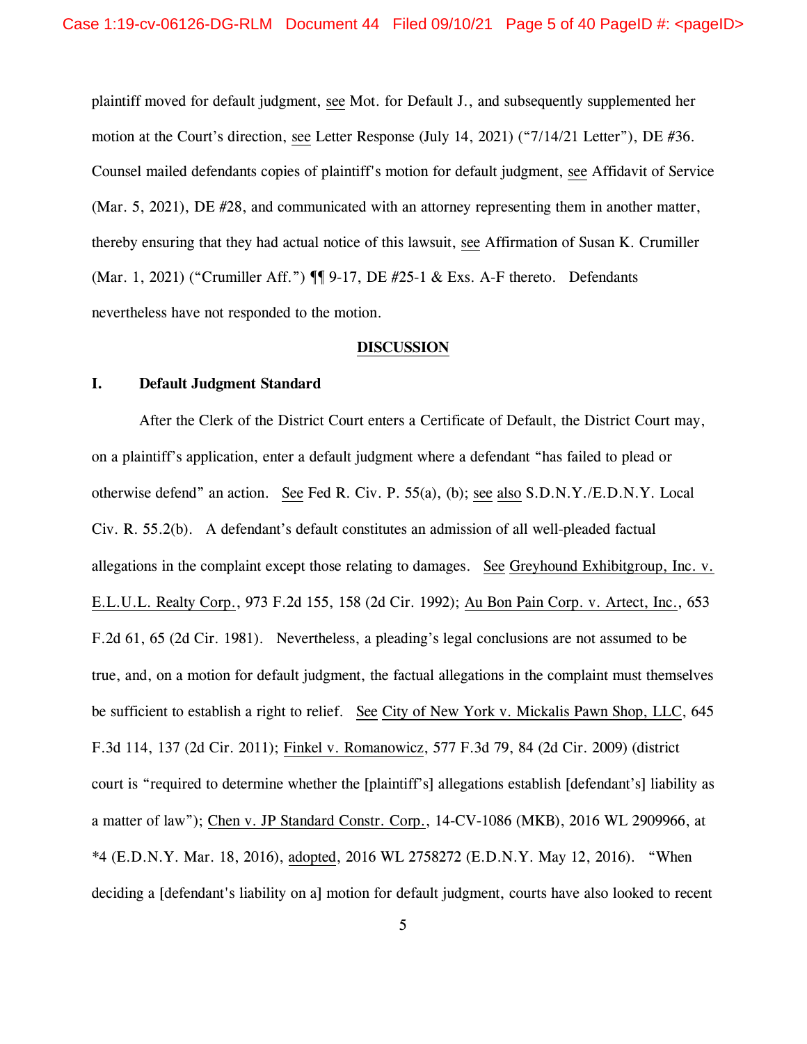plaintiff moved for default judgment, see Mot. for Default J., and subsequently supplemented her motion at the Court's direction, see Letter Response (July 14, 2021) ("7/14/21 Letter"), DE #36. Counsel mailed defendants copies of plaintiff's motion for default judgment, see Affidavit of Service (Mar. 5, 2021), DE #28, and communicated with an attorney representing them in another matter, thereby ensuring that they had actual notice of this lawsuit, see Affirmation of Susan K. Crumiller (Mar. 1, 2021) ("Crumiller Aff.") ¶¶ 9-17, DE #25-1 & Exs. A-F thereto. Defendants nevertheless have not responded to the motion.

## DISCUSSION

### I. Default Judgment Standard

After the Clerk of the District Court enters a Certificate of Default, the District Court may, on a plaintiff's application, enter a default judgment where a defendant "has failed to plead or otherwise defend" an action. See Fed R. Civ. P. 55(a), (b); see also S.D.N.Y./E.D.N.Y. Local Civ. R. 55.2(b). A defendant's default constitutes an admission of all well-pleaded factual allegations in the complaint except those relating to damages. See Greyhound Exhibitgroup, Inc. v. E.L.U.L. Realty Corp., 973 F.2d 155, 158 (2d Cir. 1992); Au Bon Pain Corp. v. Artect, Inc., 653 F.2d 61, 65 (2d Cir. 1981). Nevertheless, a pleading's legal conclusions are not assumed to be true, and, on a motion for default judgment, the factual allegations in the complaint must themselves be sufficient to establish a right to relief. See City of New York v. Mickalis Pawn Shop, LLC, 645 F.3d 114, 137 (2d Cir. 2011); Finkel v. Romanowicz, 577 F.3d 79, 84 (2d Cir. 2009) (district court is "required to determine whether the [plaintiff's] allegations establish [defendant's] liability as a matter of law"); Chen v. JP Standard Constr. Corp., 14-CV-1086 (MKB), 2016 WL 2909966, at *4 (E.D.N.Y. Mar. 18, 2016), adopted, 2016 WL 2758272 (E.D.N.Y. May 12, 2016). "When deciding a [defendant's liability on a] motion for default judgment, courts have also looked to recent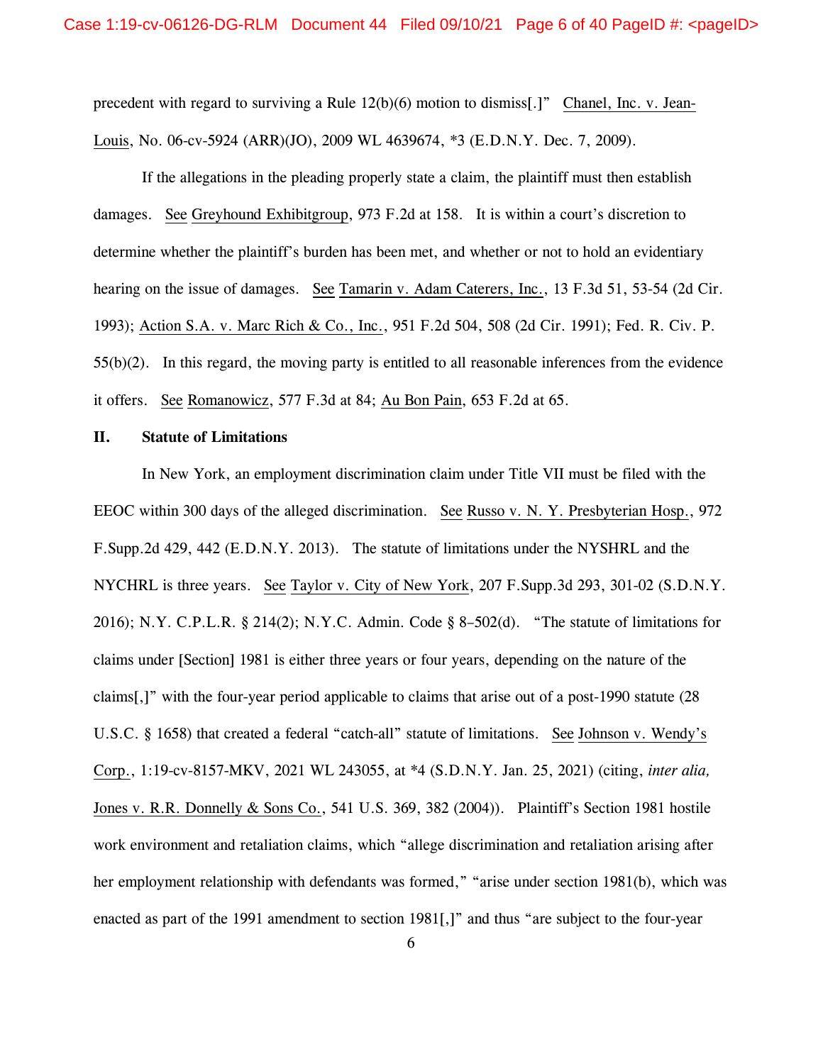precedent with regard to surviving a Rule 12(b)(6) motion to dismiss[.]" Chanel, Inc. v. Jean-Louis, No. 06-cv-5924 (ARR)(JO), 2009 WL 4639674, *3 (E.D.N.Y. Dec. 7, 2009).

If the allegations in the pleading properly state a claim, the plaintiff must then establish damages. See Greyhound Exhibitgroup, 973 F.2d at 158. It is within a court's discretion to determine whether the plaintiff's burden has been met, and whether or not to hold an evidentiary hearing on the issue of damages. See Tamarin v. Adam Caterers, Inc., 13 F.3d 51, 53-54 (2d Cir. 1993); Action S.A. v. Marc Rich & Co., Inc., 951 F.2d 504, 508 (2d Cir. 1991); Fed. R. Civ. P. 55(b)(2). In this regard, the moving party is entitled to all reasonable inferences from the evidence it offers. See Romanowicz, 577 F.3d at 84; Au Bon Pain, 653 F.2d at 65.

## II. Statute of Limitations

In New York, an employment discrimination claim under Title VII must be filed with the EEOC within 300 days of the alleged discrimination. See Russo v. N. Y. Presbyterian Hosp., 972 F.Supp.2d 429, 442 (E.D.N.Y. 2013). The statute of limitations under the NYSHRL and the NYCHRL is three years. See Taylor v. City of New York, 207 F.Supp.3d 293, 301-02 (S.D.N.Y. 2016); N.Y. C.P.L.R. § 214(2); N.Y.C. Admin. Code § 8–502(d). "The statute of limitations for claims under [Section] 1981 is either three years or four years, depending on the nature of the claims[,]" with the four-year period applicable to claims that arise out of a post-1990 statute (28 U.S.C. § 1658) that created a federal "catch-all" statute of limitations. See Johnson v. Wendy's Corp., 1:19-cv-8157-MKV, 2021 WL 243055, at *4 (S.D.N.Y. Jan. 25, 2021) (citing, *inter alia,* Jones v. R.R. Donnelly & Sons Co., 541 U.S. 369, 382 (2004)). Plaintiff's Section 1981 hostile work environment and retaliation claims, which "allege discrimination and retaliation arising after her employment relationship with defendants was formed," "arise under section 1981(b), which was enacted as part of the 1991 amendment to section 1981[,]" and thus "are subject to the four-year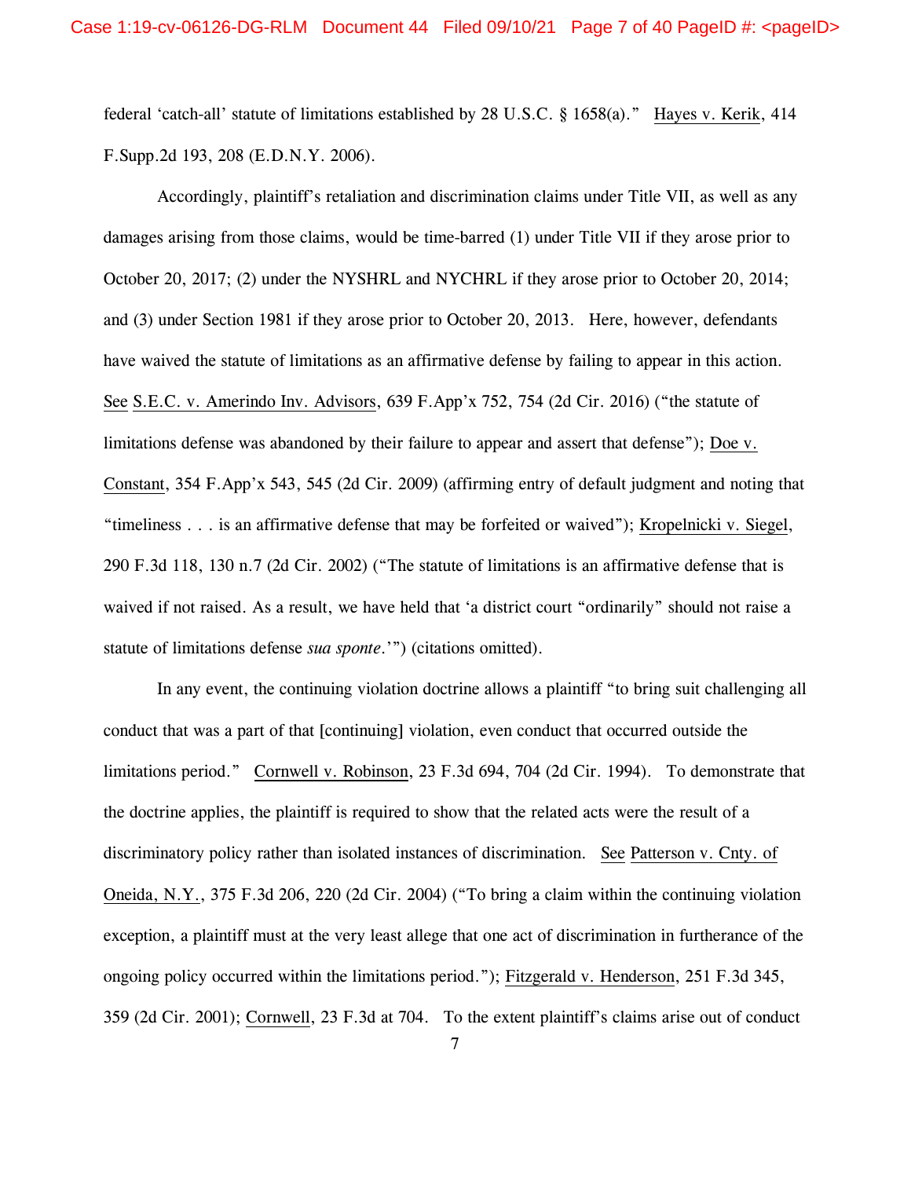federal 'catch-all' statute of limitations established by 28 U.S.C. § 1658(a)." Hayes v. Kerik, 414 F.Supp.2d 193, 208 (E.D.N.Y. 2006).

Accordingly, plaintiff's retaliation and discrimination claims under Title VII, as well as any damages arising from those claims, would be time-barred (1) under Title VII if they arose prior to October 20, 2017; (2) under the NYSHRL and NYCHRL if they arose prior to October 20, 2014; and (3) under Section 1981 if they arose prior to October 20, 2013. Here, however, defendants have waived the statute of limitations as an affirmative defense by failing to appear in this action. See S.E.C. v. Amerindo Inv. Advisors, 639 F.App'x 752, 754 (2d Cir. 2016) ("the statute of limitations defense was abandoned by their failure to appear and assert that defense"); Doe v. Constant, 354 F.App'x 543, 545 (2d Cir. 2009) (affirming entry of default judgment and noting that "timeliness . . . is an affirmative defense that may be forfeited or waived"); Kropelnicki v. Siegel, 290 F.3d 118, 130 n.7 (2d Cir. 2002) ("The statute of limitations is an affirmative defense that is waived if not raised. As a result, we have held that 'a district court "ordinarily" should not raise a statute of limitations defense *sua sponte*.'") (citations omitted).

In any event, the continuing violation doctrine allows a plaintiff "to bring suit challenging all conduct that was a part of that [continuing] violation, even conduct that occurred outside the limitations period." Cornwell v. Robinson, 23 F.3d 694, 704 (2d Cir. 1994). To demonstrate that the doctrine applies, the plaintiff is required to show that the related acts were the result of a discriminatory policy rather than isolated instances of discrimination. See Patterson v. Cnty. of Oneida, N.Y., 375 F.3d 206, 220 (2d Cir. 2004) ("To bring a claim within the continuing violation exception, a plaintiff must at the very least allege that one act of discrimination in furtherance of the ongoing policy occurred within the limitations period."); Fitzgerald v. Henderson, 251 F.3d 345, 359 (2d Cir. 2001); Cornwell, 23 F.3d at 704. To the extent plaintiff's claims arise out of conduct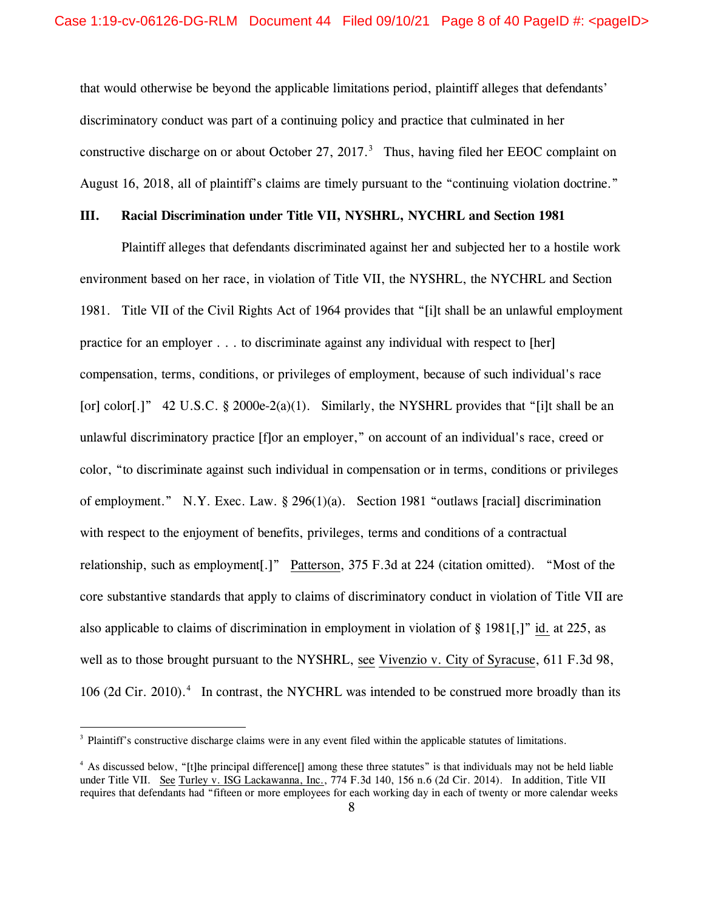that would otherwise be beyond the applicable limitations period, plaintiff alleges that defendants' discriminatory conduct was part of a continuing policy and practice that culminated in her constructive discharge on or about October 27, 2017.[3] Thus, having filed her EEOC complaint on August 16, 2018, all of plaintiff's claims are timely pursuant to the "continuing violation doctrine."

### III. Racial Discrimination under Title VII, NYSHRL, NYCHRL and Section 1981

Plaintiff alleges that defendants discriminated against her and subjected her to a hostile work environment based on her race, in violation of Title VII, the NYSHRL, the NYCHRL and Section 1981. Title VII of the Civil Rights Act of 1964 provides that "[i]t shall be an unlawful employment practice for an employer . . . to discriminate against any individual with respect to [her] compensation, terms, conditions, or privileges of employment, because of such individual's race [or] color[.]" 42 U.S.C. § 2000e-2(a)(1). Similarly, the NYSHRL provides that "[i]t shall be an unlawful discriminatory practice [f]or an employer," on account of an individual's race, creed or color, "to discriminate against such individual in compensation or in terms, conditions or privileges of employment." N.Y. Exec. Law. § 296(1)(a). Section 1981 "outlaws [racial] discrimination with respect to the enjoyment of benefits, privileges, terms and conditions of a contractual relationship, such as employment[.]" Patterson, 375 F.3d at 224 (citation omitted). "Most of the core substantive standards that apply to claims of discriminatory conduct in violation of Title VII are also applicable to claims of discrimination in employment in violation of § 1981[,]" id. at 225, as well as to those brought pursuant to the NYSHRL, see Vivenzio v. City of Syracuse, 611 F.3d 98, 106 (2d Cir. 2010).[4] In contrast, the NYCHRL was intended to be construed more broadly than its

---

[3] Plaintiff's constructive discharge claims were in any event filed within the applicable statutes of limitations.

[4] As discussed below, "[t]he principal difference[] among these three statutes" is that individuals may not be held liable under Title VII. See Turley v. ISG Lackawanna, Inc., 774 F.3d 140, 156 n.6 (2d Cir. 2014). In addition, Title VII requires that defendants had "fifteen or more employees for each working day in each of twenty or more calendar weeks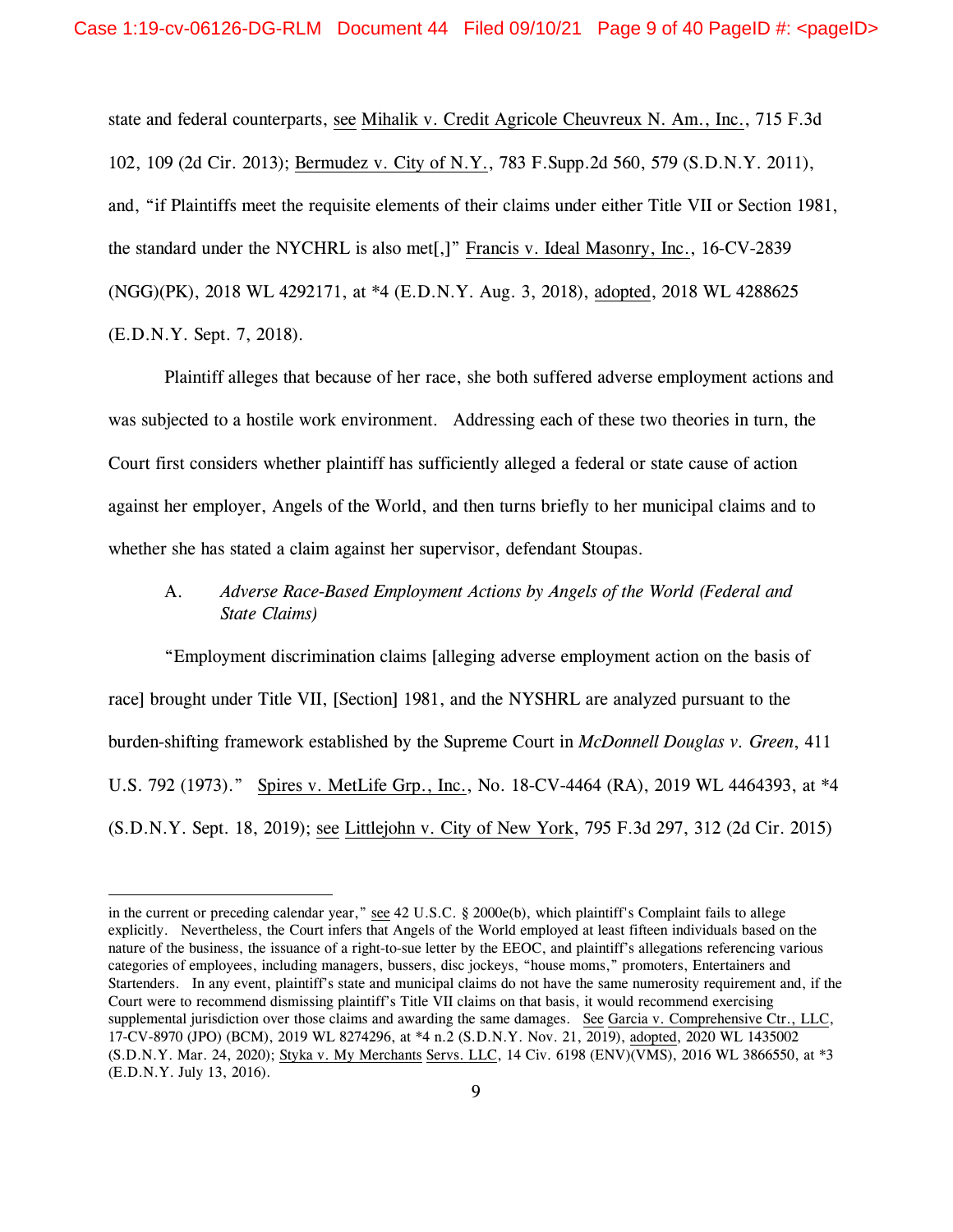state and federal counterparts, see Mihalik v. Credit Agricole Cheuvreux N. Am., Inc., 715 F.3d 102, 109 (2d Cir. 2013); Bermudez v. City of N.Y., 783 F.Supp.2d 560, 579 (S.D.N.Y. 2011), and, "if Plaintiffs meet the requisite elements of their claims under either Title VII or Section 1981, the standard under the NYCHRL is also met[,]" Francis v. Ideal Masonry, Inc., 16-CV-2839 (NGG)(PK), 2018 WL 4292171, at *4 (E.D.N.Y. Aug. 3, 2018), adopted, 2018 WL 4288625 (E.D.N.Y. Sept. 7, 2018).

Plaintiff alleges that because of her race, she both suffered adverse employment actions and was subjected to a hostile work environment. Addressing each of these two theories in turn, the Court first considers whether plaintiff has sufficiently alleged a federal or state cause of action against her employer, Angels of the World, and then turns briefly to her municipal claims and to whether she has stated a claim against her supervisor, defendant Stoupas.

### A. *Adverse Race-Based Employment Actions by Angels of the World (Federal and State Claims)*

"Employment discrimination claims [alleging adverse employment action on the basis of race] brought under Title VII, [Section] 1981, and the NYSHRL are analyzed pursuant to the burden-shifting framework established by the Supreme Court in *McDonnell Douglas v. Green*, 411 U.S. 792 (1973)." Spires v. MetLife Grp., Inc., No. 18-CV-4464 (RA), 2019 WL 4464393, at *4 (S.D.N.Y. Sept. 18, 2019); see Littlejohn v. City of New York, 795 F.3d 297, 312 (2d Cir. 2015)

---

in the current or preceding calendar year," see 42 U.S.C. § 2000e(b), which plaintiff's Complaint fails to allege explicitly. Nevertheless, the Court infers that Angels of the World employed at least fifteen individuals based on the nature of the business, the issuance of a right-to-sue letter by the EEOC, and plaintiff's allegations referencing various categories of employees, including managers, bussers, disc jockeys, "house moms," promoters, Entertainers and Startenders. In any event, plaintiff's state and municipal claims do not have the same numerosity requirement and, if the Court were to recommend dismissing plaintiff's Title VII claims on that basis, it would recommend exercising supplemental jurisdiction over those claims and awarding the same damages. See Garcia v. Comprehensive Ctr., LLC, 17-CV-8970 (JPO) (BCM), 2019 WL 8274296, at *4 n.2 (S.D.N.Y. Nov. 21, 2019), adopted, 2020 WL 1435002 (S.D.N.Y. Mar. 24, 2020); Styka v. My Merchants Servs. LLC, 14 Civ. 6198 (ENV)(VMS), 2016 WL 3866550, at *3 (E.D.N.Y. July 13, 2016).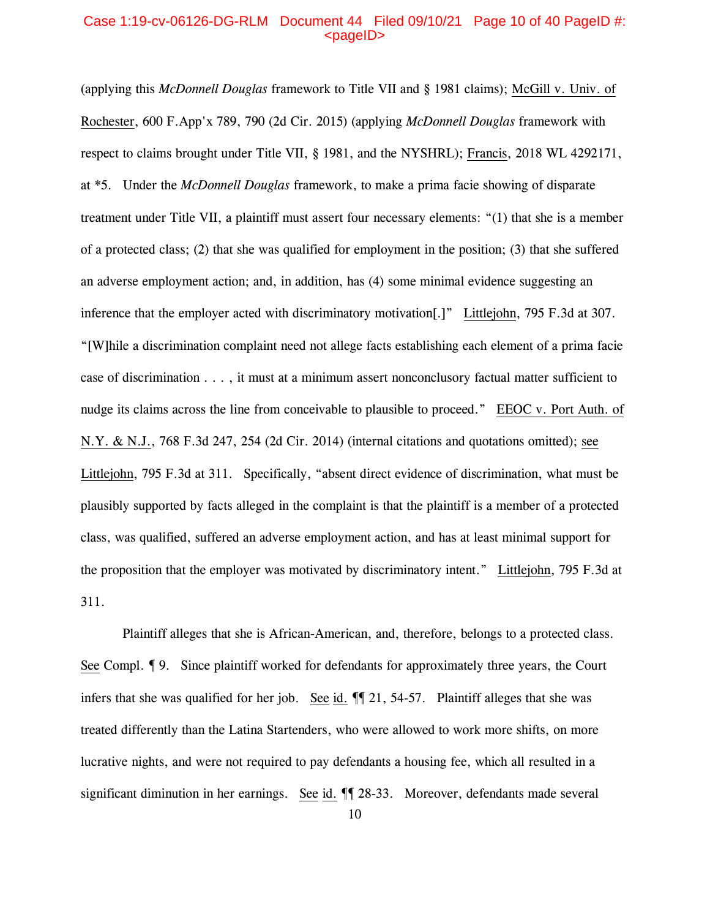(applying this *McDonnell Douglas* framework to Title VII and § 1981 claims); McGill v. Univ. of Rochester, 600 F.App'x 789, 790 (2d Cir. 2015) (applying *McDonnell Douglas* framework with respect to claims brought under Title VII, § 1981, and the NYSHRL); Francis, 2018 WL 4292171, at *5. Under the *McDonnell Douglas* framework, to make a prima facie showing of disparate treatment under Title VII, a plaintiff must assert four necessary elements: "(1) that she is a member of a protected class; (2) that she was qualified for employment in the position; (3) that she suffered an adverse employment action; and, in addition, has (4) some minimal evidence suggesting an inference that the employer acted with discriminatory motivation[.]" Littlejohn, 795 F.3d at 307. "[W]hile a discrimination complaint need not allege facts establishing each element of a prima facie case of discrimination . . . , it must at a minimum assert nonconclusory factual matter sufficient to nudge its claims across the line from conceivable to plausible to proceed." EEOC v. Port Auth. of N.Y. & N.J., 768 F.3d 247, 254 (2d Cir. 2014) (internal citations and quotations omitted); see Littlejohn, 795 F.3d at 311. Specifically, "absent direct evidence of discrimination, what must be plausibly supported by facts alleged in the complaint is that the plaintiff is a member of a protected class, was qualified, suffered an adverse employment action, and has at least minimal support for the proposition that the employer was motivated by discriminatory intent." Littlejohn, 795 F.3d at 311.

Plaintiff alleges that she is African-American, and, therefore, belongs to a protected class. See Compl. ¶ 9. Since plaintiff worked for defendants for approximately three years, the Court infers that she was qualified for her job. See id. ¶¶ 21, 54-57. Plaintiff alleges that she was treated differently than the Latina Startenders, who were allowed to work more shifts, on more lucrative nights, and were not required to pay defendants a housing fee, which all resulted in a significant diminution in her earnings. See id. ¶¶ 28-33. Moreover, defendants made several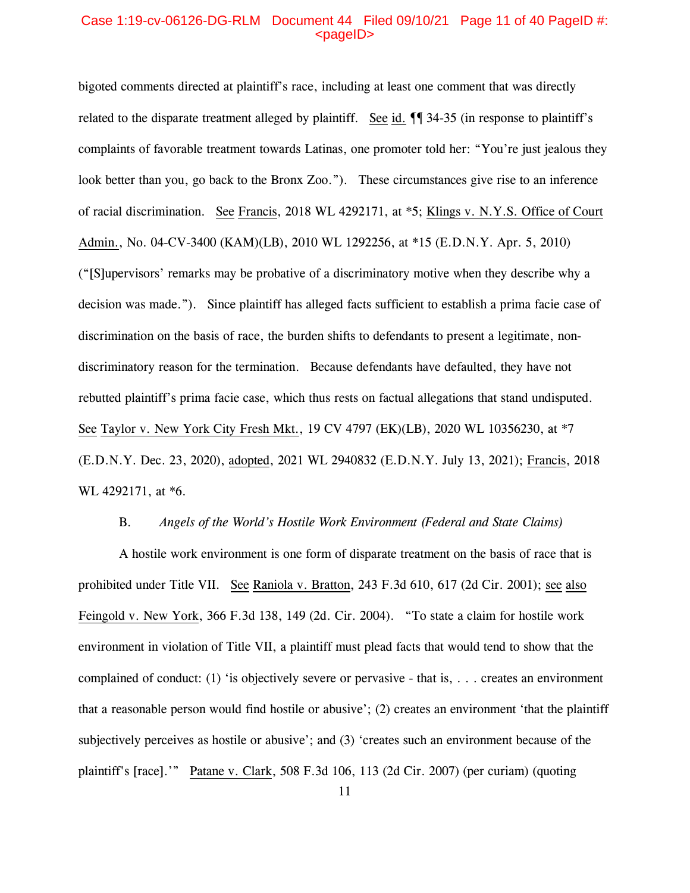bigoted comments directed at plaintiff's race, including at least one comment that was directly related to the disparate treatment alleged by plaintiff. See id. ¶¶ 34-35 (in response to plaintiff's complaints of favorable treatment towards Latinas, one promoter told her: "You're just jealous they look better than you, go back to the Bronx Zoo."). These circumstances give rise to an inference of racial discrimination. See Francis, 2018 WL 4292171, at *5; Klings v. N.Y.S. Office of Court Admin., No. 04-CV-3400 (KAM)(LB), 2010 WL 1292256, at *15 (E.D.N.Y. Apr. 5, 2010) ("[S]upervisors' remarks may be probative of a discriminatory motive when they describe why a decision was made."). Since plaintiff has alleged facts sufficient to establish a prima facie case of discrimination on the basis of race, the burden shifts to defendants to present a legitimate, non-discriminatory reason for the termination. Because defendants have defaulted, they have not rebutted plaintiff's prima facie case, which thus rests on factual allegations that stand undisputed. See Taylor v. New York City Fresh Mkt., 19 CV 4797 (EK)(LB), 2020 WL 10356230, at *7 (E.D.N.Y. Dec. 23, 2020), adopted, 2021 WL 2940832 (E.D.N.Y. July 13, 2021); Francis, 2018 WL 4292171, at *6.

### B. *Angels of the World's Hostile Work Environment (Federal and State Claims)*

A hostile work environment is one form of disparate treatment on the basis of race that is prohibited under Title VII. See Raniola v. Bratton, 243 F.3d 610, 617 (2d Cir. 2001); see also Feingold v. New York, 366 F.3d 138, 149 (2d. Cir. 2004). "To state a claim for hostile work environment in violation of Title VII, a plaintiff must plead facts that would tend to show that the complained of conduct: (1) 'is objectively severe or pervasive - that is, . . . creates an environment that a reasonable person would find hostile or abusive'; (2) creates an environment 'that the plaintiff subjectively perceives as hostile or abusive'; and (3) 'creates such an environment because of the plaintiff's [race].'" Patane v. Clark, 508 F.3d 106, 113 (2d Cir. 2007) (per curiam) (quoting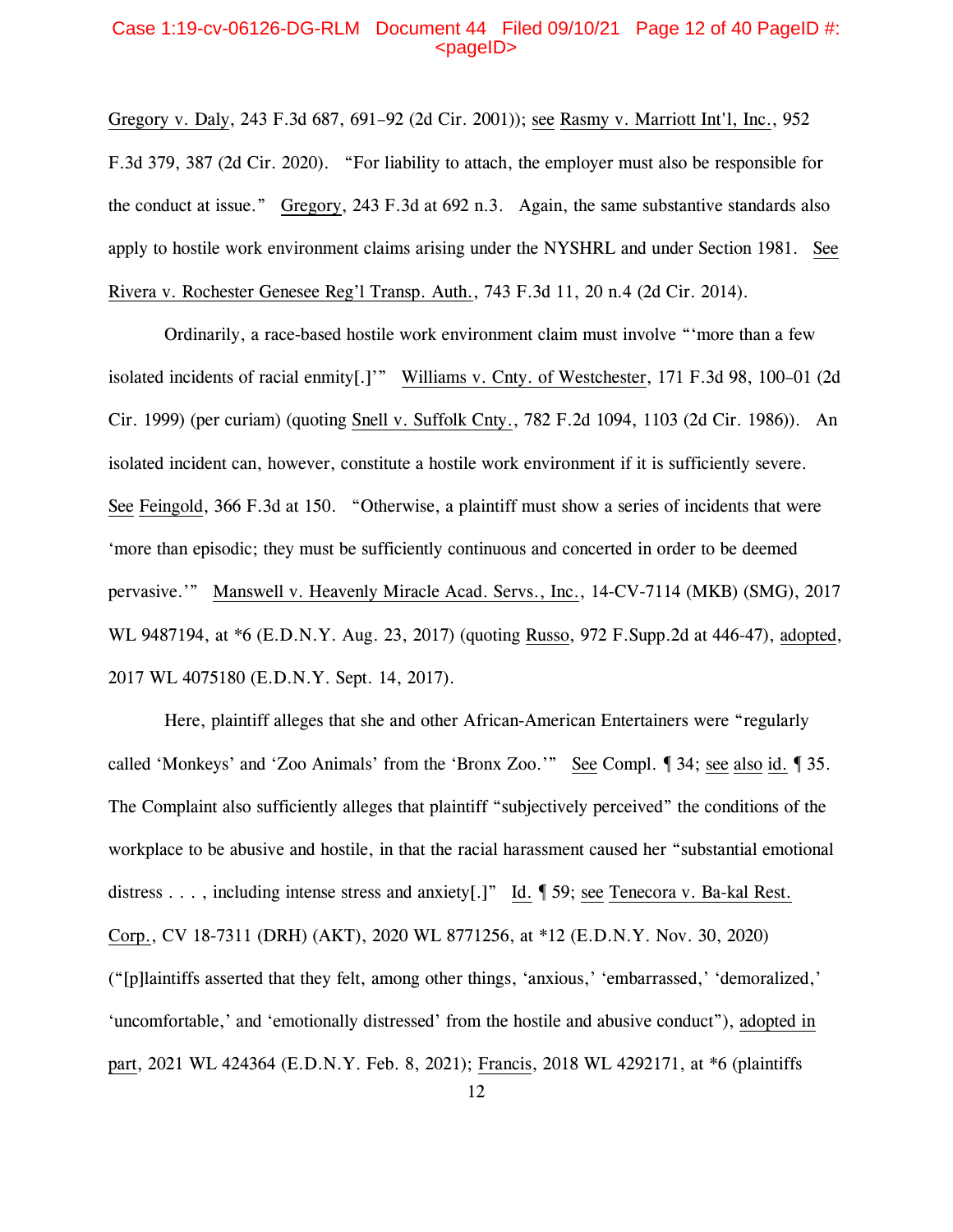Gregory v. Daly, 243 F.3d 687, 691–92 (2d Cir. 2001)); see Rasmy v. Marriott Int'l, Inc., 952 F.3d 379, 387 (2d Cir. 2020). "For liability to attach, the employer must also be responsible for the conduct at issue." Gregory, 243 F.3d at 692 n.3. Again, the same substantive standards also apply to hostile work environment claims arising under the NYSHRL and under Section 1981. See Rivera v. Rochester Genesee Reg'l Transp. Auth., 743 F.3d 11, 20 n.4 (2d Cir. 2014).

Ordinarily, a race-based hostile work environment claim must involve "'more than a few isolated incidents of racial enmity[.]'" Williams v. Cnty. of Westchester, 171 F.3d 98, 100–01 (2d Cir. 1999) (per curiam) (quoting Snell v. Suffolk Cnty., 782 F.2d 1094, 1103 (2d Cir. 1986)). An isolated incident can, however, constitute a hostile work environment if it is sufficiently severe. See Feingold, 366 F.3d at 150. "Otherwise, a plaintiff must show a series of incidents that were 'more than episodic; they must be sufficiently continuous and concerted in order to be deemed pervasive.'" Manswell v. Heavenly Miracle Acad. Servs., Inc., 14-CV-7114 (MKB) (SMG), 2017 WL 9487194, at *6 (E.D.N.Y. Aug. 23, 2017) (quoting Russo, 972 F.Supp.2d at 446-47), adopted, 2017 WL 4075180 (E.D.N.Y. Sept. 14, 2017).

Here, plaintiff alleges that she and other African-American Entertainers were "regularly called 'Monkeys' and 'Zoo Animals' from the 'Bronx Zoo.'" See Compl. ¶ 34; see also id. ¶ 35. The Complaint also sufficiently alleges that plaintiff "subjectively perceived" the conditions of the workplace to be abusive and hostile, in that the racial harassment caused her "substantial emotional distress . . . , including intense stress and anxiety[.]" Id. ¶ 59; see Tenecora v. Ba-kal Rest. Corp., CV 18-7311 (DRH) (AKT), 2020 WL 8771256, at *12 (E.D.N.Y. Nov. 30, 2020) ("[p]laintiffs asserted that they felt, among other things, 'anxious,' 'embarrassed,' 'demoralized,' 'uncomfortable,' and 'emotionally distressed' from the hostile and abusive conduct"), adopted in part, 2021 WL 424364 (E.D.N.Y. Feb. 8, 2021); Francis, 2018 WL 4292171, at *6 (plaintiffs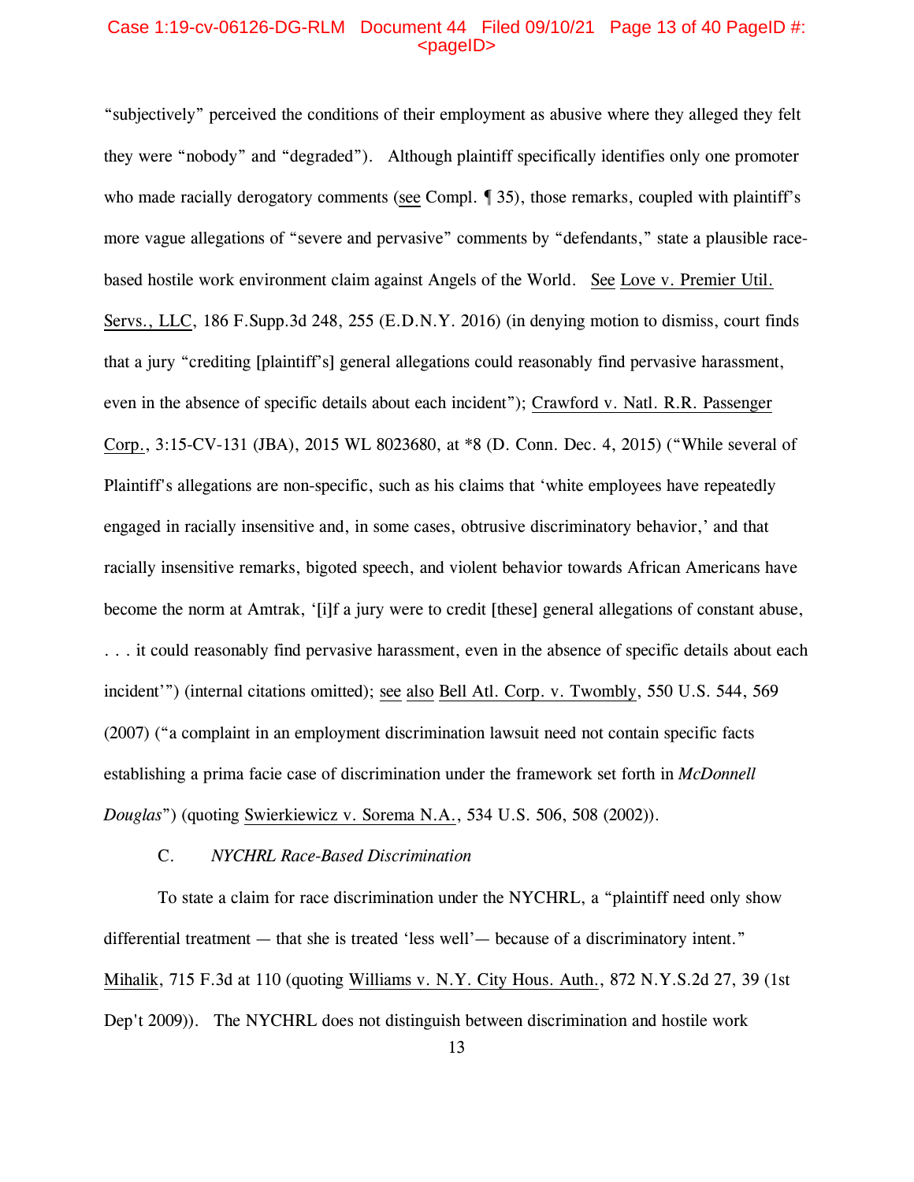"subjectively" perceived the conditions of their employment as abusive where they alleged they felt they were "nobody" and "degraded"). Although plaintiff specifically identifies only one promoter who made racially derogatory comments (see Compl. ¶ 35), those remarks, coupled with plaintiff's more vague allegations of "severe and pervasive" comments by "defendants," state a plausible race-based hostile work environment claim against Angels of the World. See Love v. Premier Util. Servs., LLC, 186 F.Supp.3d 248, 255 (E.D.N.Y. 2016) (in denying motion to dismiss, court finds that a jury "crediting [plaintiff's] general allegations could reasonably find pervasive harassment, even in the absence of specific details about each incident"); Crawford v. Natl. R.R. Passenger Corp., 3:15-CV-131 (JBA), 2015 WL 8023680, at *8 (D. Conn. Dec. 4, 2015) ("While several of Plaintiff's allegations are non-specific, such as his claims that 'white employees have repeatedly engaged in racially insensitive and, in some cases, obtrusive discriminatory behavior,' and that racially insensitive remarks, bigoted speech, and violent behavior towards African Americans have become the norm at Amtrak, '[i]f a jury were to credit [these] general allegations of constant abuse, . . . it could reasonably find pervasive harassment, even in the absence of specific details about each incident'") (internal citations omitted); see also Bell Atl. Corp. v. Twombly, 550 U.S. 544, 569 (2007) ("a complaint in an employment discrimination lawsuit need not contain specific facts establishing a prima facie case of discrimination under the framework set forth in *McDonnell Douglas*") (quoting Swierkiewicz v. Sorema N.A., 534 U.S. 506, 508 (2002)).

C. *NYCHRL Race-Based Discrimination*

To state a claim for race discrimination under the NYCHRL, a "plaintiff need only show differential treatment — that she is treated 'less well'— because of a discriminatory intent." Mihalik, 715 F.3d at 110 (quoting Williams v. N.Y. City Hous. Auth., 872 N.Y.S.2d 27, 39 (1st Dep't 2009)). The NYCHRL does not distinguish between discrimination and hostile work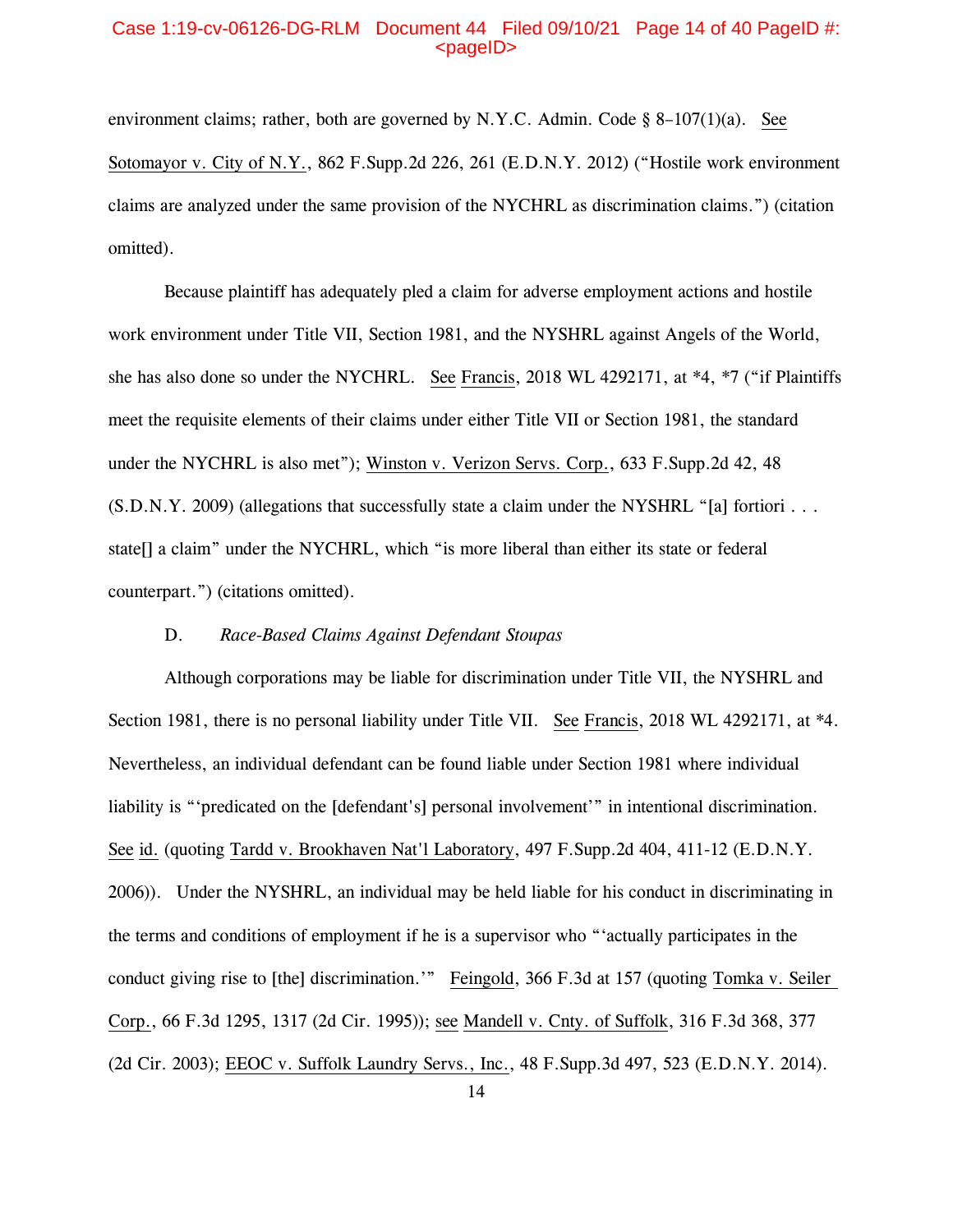environment claims; rather, both are governed by N.Y.C. Admin. Code § 8-107(1)(a). See Sotomayor v. City of N.Y., 862 F.Supp.2d 226, 261 (E.D.N.Y. 2012) ("Hostile work environment claims are analyzed under the same provision of the NYCHRL as discrimination claims.") (citation omitted).

Because plaintiff has adequately pled a claim for adverse employment actions and hostile work environment under Title VII, Section 1981, and the NYSHRL against Angels of the World, she has also done so under the NYCHRL. See Francis, 2018 WL 4292171, at *4, *7 ("if Plaintiffs meet the requisite elements of their claims under either Title VII or Section 1981, the standard under the NYCHRL is also met"); Winston v. Verizon Servs. Corp., 633 F.Supp.2d 42, 48 (S.D.N.Y. 2009) (allegations that successfully state a claim under the NYSHRL "[a] fortiori . . . state[] a claim" under the NYCHRL, which "is more liberal than either its state or federal counterpart.") (citations omitted).

D. *Race-Based Claims Against Defendant Stoupas*

Although corporations may be liable for discrimination under Title VII, the NYSHRL and Section 1981, there is no personal liability under Title VII. See Francis, 2018 WL 4292171, at *4. Nevertheless, an individual defendant can be found liable under Section 1981 where individual liability is "'predicated on the [defendant's] personal involvement'" in intentional discrimination. See id. (quoting Tardd v. Brookhaven Nat'l Laboratory, 497 F.Supp.2d 404, 411-12 (E.D.N.Y. 2006)). Under the NYSHRL, an individual may be held liable for his conduct in discriminating in the terms and conditions of employment if he is a supervisor who "'actually participates in the conduct giving rise to [the] discrimination.'" Feingold, 366 F.3d at 157 (quoting Tomka v. Seiler Corp., 66 F.3d 1295, 1317 (2d Cir. 1995)); see Mandell v. Cnty. of Suffolk, 316 F.3d 368, 377 (2d Cir. 2003); EEOC v. Suffolk Laundry Servs., Inc., 48 F.Supp.3d 497, 523 (E.D.N.Y. 2014).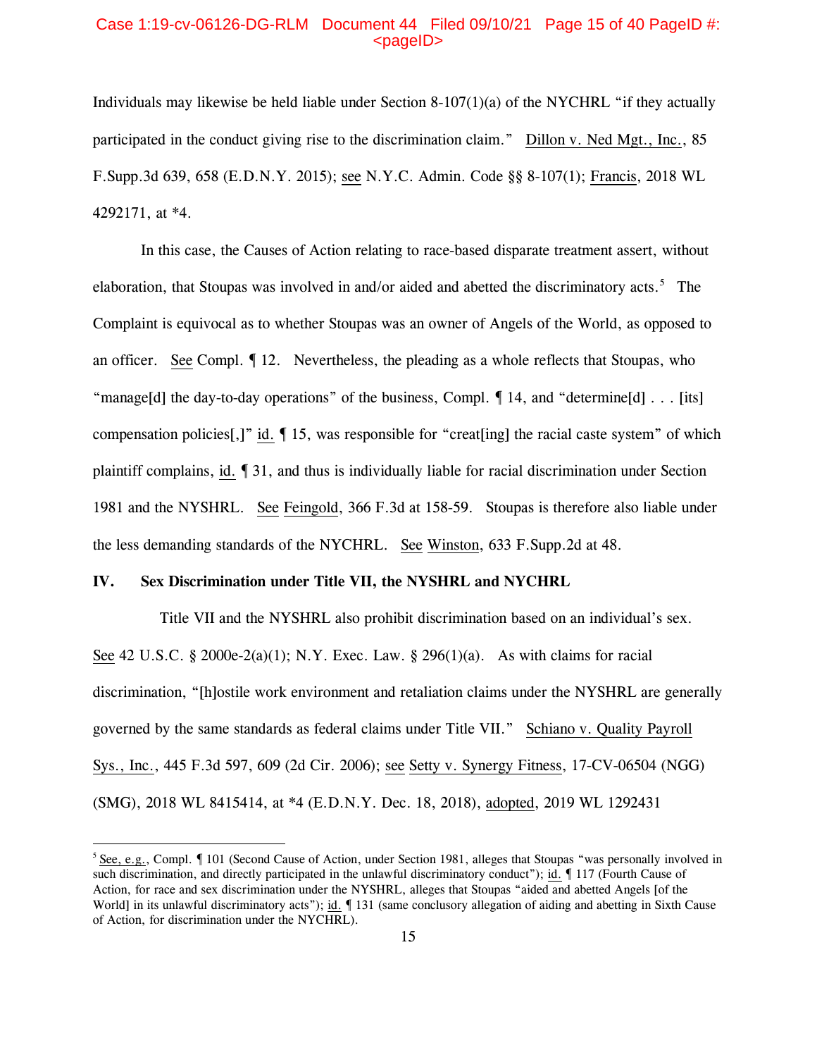Individuals may likewise be held liable under Section 8-107(1)(a) of the NYCHRL "if they actually participated in the conduct giving rise to the discrimination claim." Dillon v. Ned Mgt., Inc., 85 F.Supp.3d 639, 658 (E.D.N.Y. 2015); see N.Y.C. Admin. Code §§ 8-107(1); Francis, 2018 WL 4292171, at *4.

In this case, the Causes of Action relating to race-based disparate treatment assert, without elaboration, that Stoupas was involved in and/or aided and abetted the discriminatory acts.[5] The Complaint is equivocal as to whether Stoupas was an owner of Angels of the World, as opposed to an officer. See Compl. ¶ 12. Nevertheless, the pleading as a whole reflects that Stoupas, who "manage[d] the day-to-day operations" of the business, Compl. ¶ 14, and "determine[d] . . . [its] compensation policies[,]" id. ¶ 15, was responsible for "creat[ing] the racial caste system" of which plaintiff complains, id. ¶ 31, and thus is individually liable for racial discrimination under Section 1981 and the NYSHRL. See Feingold, 366 F.3d at 158-59. Stoupas is therefore also liable under the less demanding standards of the NYCHRL. See Winston, 633 F.Supp.2d at 48.

## IV. Sex Discrimination under Title VII, the NYSHRL and NYCHRL

Title VII and the NYSHRL also prohibit discrimination based on an individual's sex. See 42 U.S.C. § 2000e-2(a)(1); N.Y. Exec. Law. § 296(1)(a). As with claims for racial discrimination, "[h]ostile work environment and retaliation claims under the NYSHRL are generally governed by the same standards as federal claims under Title VII." Schiano v. Quality Payroll Sys., Inc., 445 F.3d 597, 609 (2d Cir. 2006); see Setty v. Synergy Fitness, 17-CV-06504 (NGG) (SMG), 2018 WL 8415414, at *4 (E.D.N.Y. Dec. 18, 2018), adopted, 2019 WL 1292431

---

[5] See, e.g., Compl. ¶ 101 (Second Cause of Action, under Section 1981, alleges that Stoupas "was personally involved in such discrimination, and directly participated in the unlawful discriminatory conduct"); id. ¶ 117 (Fourth Cause of Action, for race and sex discrimination under the NYSHRL, alleges that Stoupas "aided and abetted Angels [of the World] in its unlawful discriminatory acts"); id. ¶ 131 (same conclusory allegation of aiding and abetting in Sixth Cause of Action, for discrimination under the NYCHRL).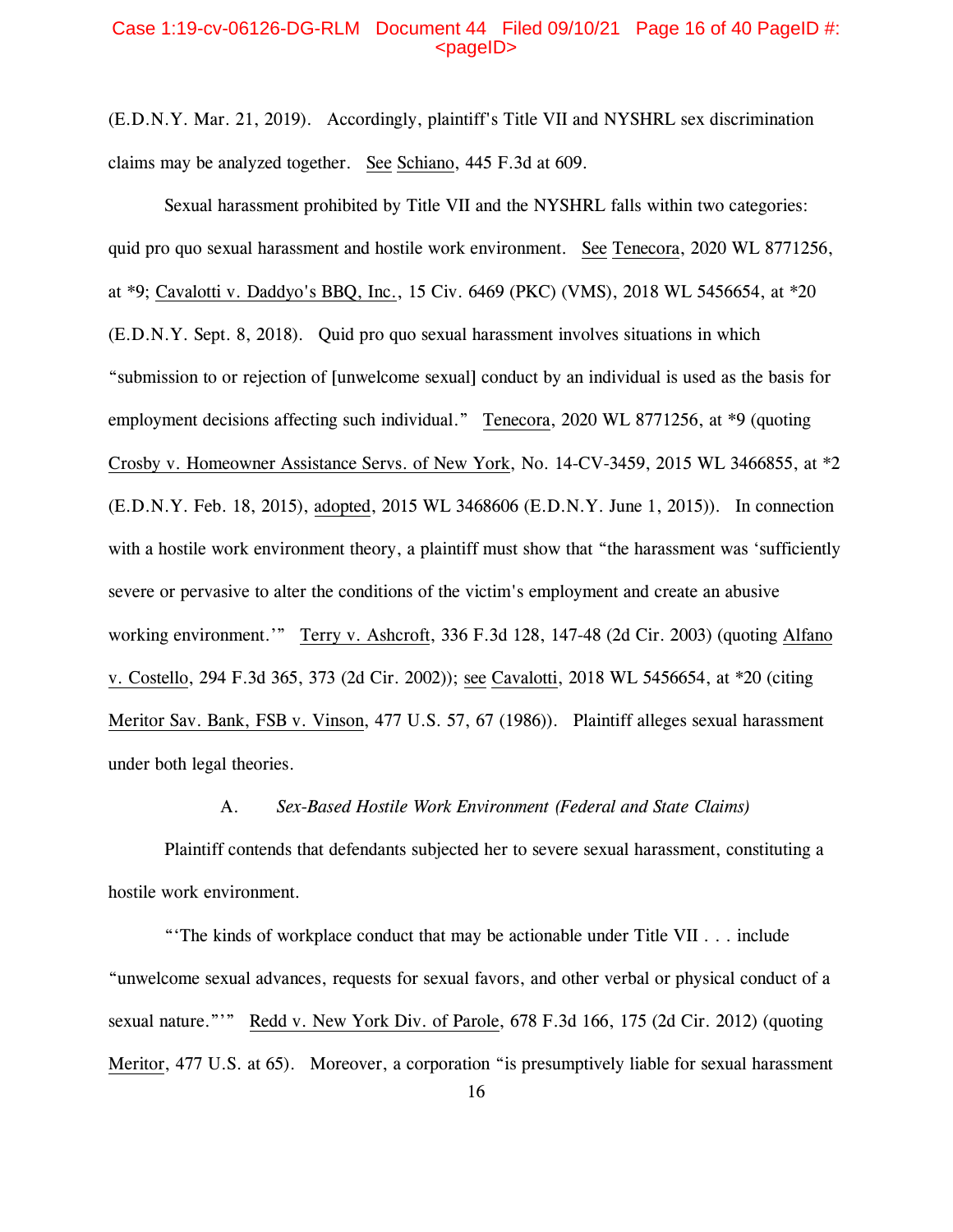(E.D.N.Y. Mar. 21, 2019). Accordingly, plaintiff's Title VII and NYSHRL sex discrimination claims may be analyzed together. See Schiano, 445 F.3d at 609.

Sexual harassment prohibited by Title VII and the NYSHRL falls within two categories: quid pro quo sexual harassment and hostile work environment. See Tenecora, 2020 WL 8771256, at *9; Cavalotti v. Daddyo's BBQ, Inc., 15 Civ. 6469 (PKC) (VMS), 2018 WL 5456654, at *20 (E.D.N.Y. Sept. 8, 2018). Quid pro quo sexual harassment involves situations in which "submission to or rejection of [unwelcome sexual] conduct by an individual is used as the basis for employment decisions affecting such individual." Tenecora, 2020 WL 8771256, at *9 (quoting Crosby v. Homeowner Assistance Servs. of New York, No. 14-CV-3459, 2015 WL 3466855, at *2 (E.D.N.Y. Feb. 18, 2015), adopted, 2015 WL 3468606 (E.D.N.Y. June 1, 2015)). In connection with a hostile work environment theory, a plaintiff must show that "the harassment was 'sufficiently severe or pervasive to alter the conditions of the victim's employment and create an abusive working environment.'" Terry v. Ashcroft, 336 F.3d 128, 147-48 (2d Cir. 2003) (quoting Alfano v. Costello, 294 F.3d 365, 373 (2d Cir. 2002)); see Cavalotti, 2018 WL 5456654, at *20 (citing Meritor Sav. Bank, FSB v. Vinson, 477 U.S. 57, 67 (1986)). Plaintiff alleges sexual harassment under both legal theories.

### A. *Sex-Based Hostile Work Environment (Federal and State Claims)*

Plaintiff contends that defendants subjected her to severe sexual harassment, constituting a hostile work environment.

"'The kinds of workplace conduct that may be actionable under Title VII . . . include "unwelcome sexual advances, requests for sexual favors, and other verbal or physical conduct of a sexual nature."'" Redd v. New York Div. of Parole, 678 F.3d 166, 175 (2d Cir. 2012) (quoting Meritor, 477 U.S. at 65). Moreover, a corporation "is presumptively liable for sexual harassment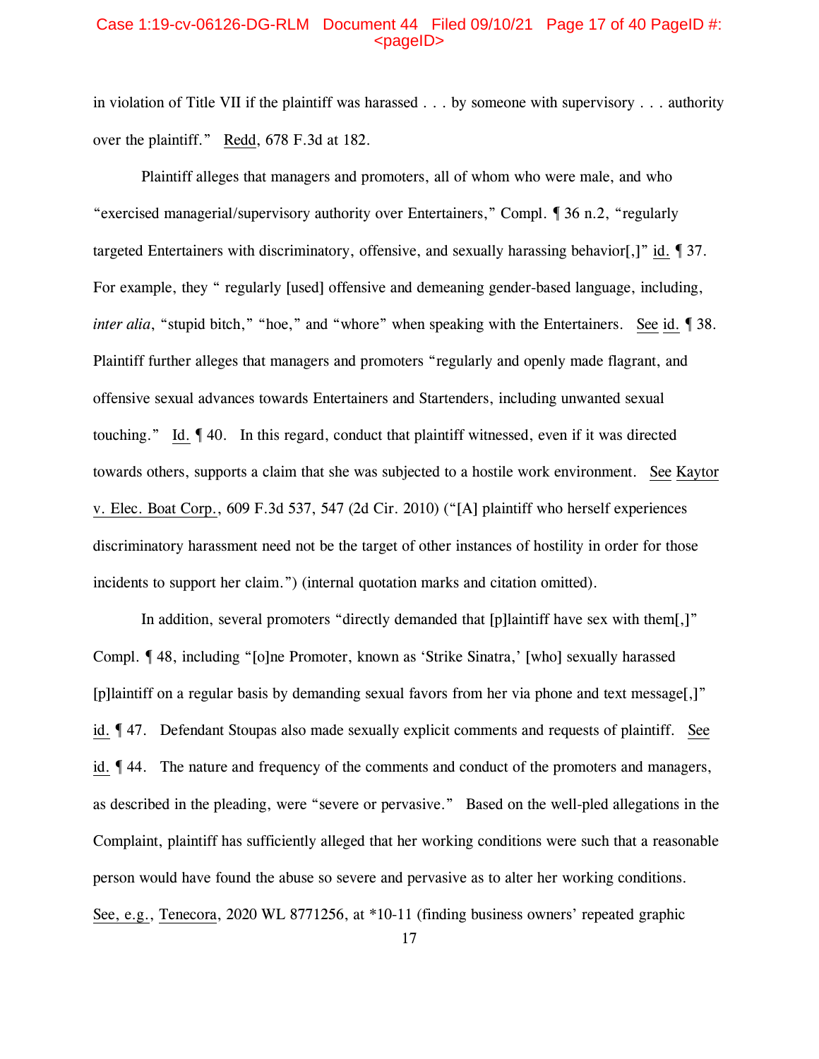in violation of Title VII if the plaintiff was harassed . . . by someone with supervisory . . . authority over the plaintiff." Redd, 678 F.3d at 182.

Plaintiff alleges that managers and promoters, all of whom who were male, and who "exercised managerial/supervisory authority over Entertainers," Compl. ¶ 36 n.2, "regularly targeted Entertainers with discriminatory, offensive, and sexually harassing behavior[,]" id. ¶ 37. For example, they " regularly [used] offensive and demeaning gender-based language, including, *inter alia*, "stupid bitch," "hoe," and "whore" when speaking with the Entertainers. See id. ¶ 38. Plaintiff further alleges that managers and promoters "regularly and openly made flagrant, and offensive sexual advances towards Entertainers and Startenders, including unwanted sexual touching." Id. ¶ 40. In this regard, conduct that plaintiff witnessed, even if it was directed towards others, supports a claim that she was subjected to a hostile work environment. See Kaytor v. Elec. Boat Corp., 609 F.3d 537, 547 (2d Cir. 2010) ("[A] plaintiff who herself experiences discriminatory harassment need not be the target of other instances of hostility in order for those incidents to support her claim.") (internal quotation marks and citation omitted).

In addition, several promoters "directly demanded that [p]laintiff have sex with them[,]" Compl. ¶ 48, including "[o]ne Promoter, known as 'Strike Sinatra,' [who] sexually harassed [p]laintiff on a regular basis by demanding sexual favors from her via phone and text message[,]" id. ¶ 47. Defendant Stoupas also made sexually explicit comments and requests of plaintiff. See id. ¶ 44. The nature and frequency of the comments and conduct of the promoters and managers, as described in the pleading, were "severe or pervasive." Based on the well-pled allegations in the Complaint, plaintiff has sufficiently alleged that her working conditions were such that a reasonable person would have found the abuse so severe and pervasive as to alter her working conditions. See, e.g., Tenecora, 2020 WL 8771256, at *10-11 (finding business owners' repeated graphic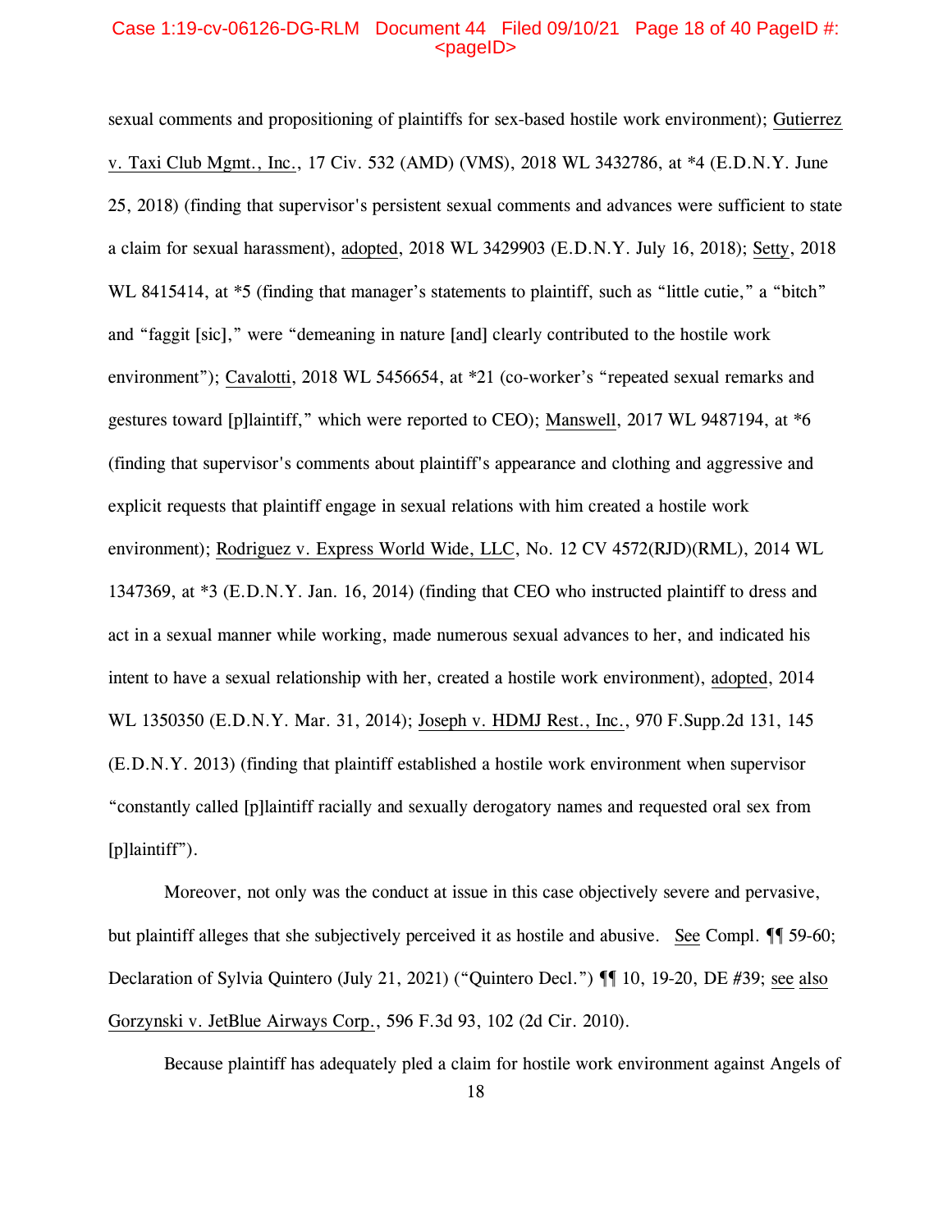sexual comments and propositioning of plaintiffs for sex-based hostile work environment); Gutierrez v. Taxi Club Mgmt., Inc., 17 Civ. 532 (AMD) (VMS), 2018 WL 3432786, at *4 (E.D.N.Y. June 25, 2018) (finding that supervisor's persistent sexual comments and advances were sufficient to state a claim for sexual harassment), adopted, 2018 WL 3429903 (E.D.N.Y. July 16, 2018); Setty, 2018 WL 8415414, at *5 (finding that manager's statements to plaintiff, such as "little cutie," a "bitch" and "faggit [sic]," were "demeaning in nature [and] clearly contributed to the hostile work environment"); Cavalotti, 2018 WL 5456654, at *21 (co-worker's "repeated sexual remarks and gestures toward [p]laintiff," which were reported to CEO); Manswell, 2017 WL 9487194, at *6 (finding that supervisor's comments about plaintiff's appearance and clothing and aggressive and explicit requests that plaintiff engage in sexual relations with him created a hostile work environment); Rodriguez v. Express World Wide, LLC, No. 12 CV 4572(RJD)(RML), 2014 WL 1347369, at *3 (E.D.N.Y. Jan. 16, 2014) (finding that CEO who instructed plaintiff to dress and act in a sexual manner while working, made numerous sexual advances to her, and indicated his intent to have a sexual relationship with her, created a hostile work environment), adopted, 2014 WL 1350350 (E.D.N.Y. Mar. 31, 2014); Joseph v. HDMJ Rest., Inc., 970 F.Supp.2d 131, 145 (E.D.N.Y. 2013) (finding that plaintiff established a hostile work environment when supervisor "constantly called [p]laintiff racially and sexually derogatory names and requested oral sex from [p]laintiff").

Moreover, not only was the conduct at issue in this case objectively severe and pervasive, but plaintiff alleges that she subjectively perceived it as hostile and abusive. See Compl. ¶¶ 59-60; Declaration of Sylvia Quintero (July 21, 2021) ("Quintero Decl.") ¶¶ 10, 19-20, DE #39; see also Gorzynski v. JetBlue Airways Corp., 596 F.3d 93, 102 (2d Cir. 2010).

Because plaintiff has adequately pled a claim for hostile work environment against Angels of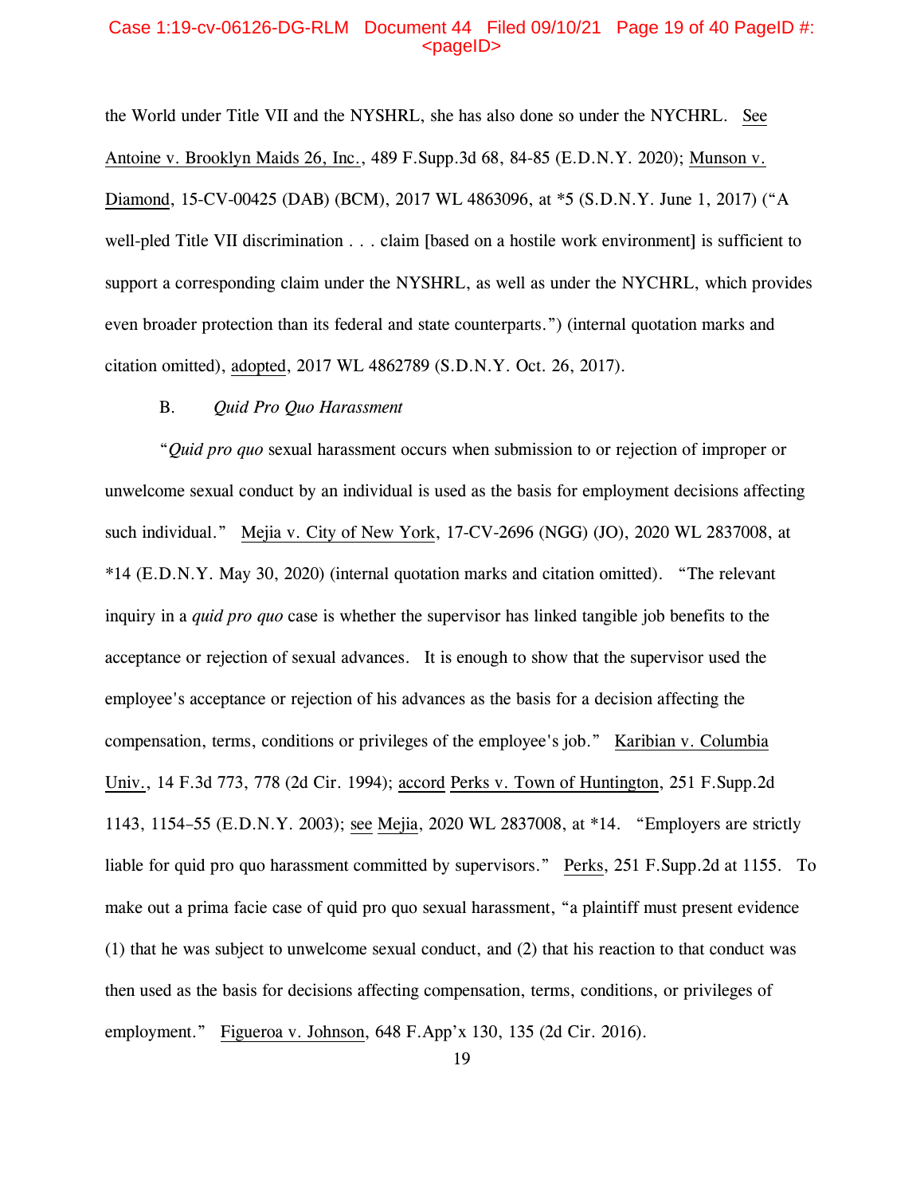the World under Title VII and the NYSHRL, she has also done so under the NYCHRL. See Antoine v. Brooklyn Maids 26, Inc., 489 F.Supp.3d 68, 84-85 (E.D.N.Y. 2020); Munson v. Diamond, 15-CV-00425 (DAB) (BCM), 2017 WL 4863096, at *5 (S.D.N.Y. June 1, 2017) ("A well-pled Title VII discrimination . . . claim [based on a hostile work environment] is sufficient to support a corresponding claim under the NYSHRL, as well as under the NYCHRL, which provides even broader protection than its federal and state counterparts.") (internal quotation marks and citation omitted), adopted, 2017 WL 4862789 (S.D.N.Y. Oct. 26, 2017).

### B. *Quid Pro Quo Harassment*

"*Quid pro quo* sexual harassment occurs when submission to or rejection of improper or unwelcome sexual conduct by an individual is used as the basis for employment decisions affecting such individual." Mejia v. City of New York, 17-CV-2696 (NGG) (JO), 2020 WL 2837008, at *14 (E.D.N.Y. May 30, 2020) (internal quotation marks and citation omitted). "The relevant inquiry in a *quid pro quo* case is whether the supervisor has linked tangible job benefits to the acceptance or rejection of sexual advances. It is enough to show that the supervisor used the employee's acceptance or rejection of his advances as the basis for a decision affecting the compensation, terms, conditions or privileges of the employee's job." Karibian v. Columbia Univ., 14 F.3d 773, 778 (2d Cir. 1994); accord Perks v. Town of Huntington, 251 F.Supp.2d 1143, 1154–55 (E.D.N.Y. 2003); see Mejia, 2020 WL 2837008, at *14. "Employers are strictly liable for quid pro quo harassment committed by supervisors." Perks, 251 F.Supp.2d at 1155. To make out a prima facie case of quid pro quo sexual harassment, "a plaintiff must present evidence (1) that he was subject to unwelcome sexual conduct, and (2) that his reaction to that conduct was then used as the basis for decisions affecting compensation, terms, conditions, or privileges of employment." Figueroa v. Johnson, 648 F.App'x 130, 135 (2d Cir. 2016).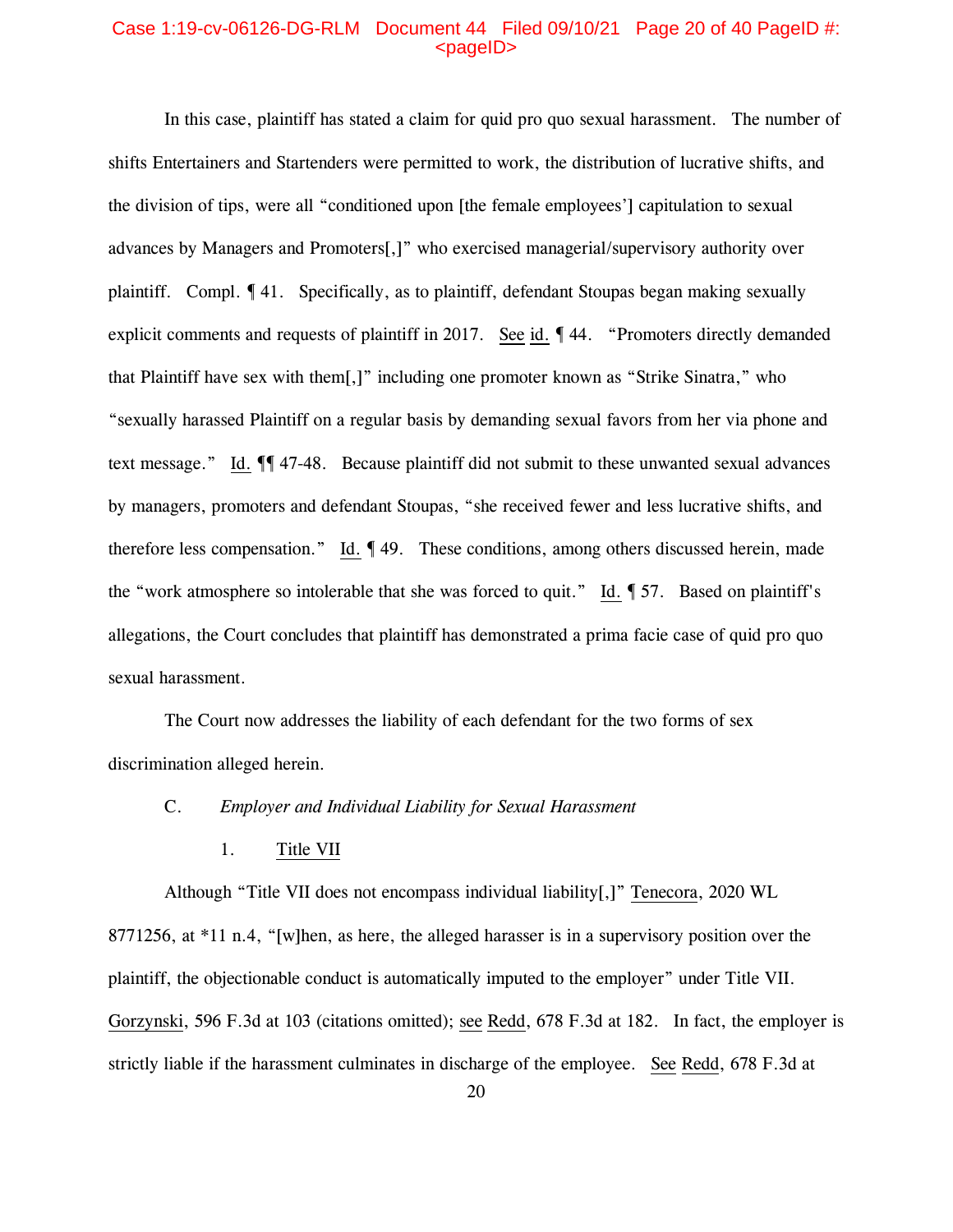In this case, plaintiff has stated a claim for quid pro quo sexual harassment. The number of shifts Entertainers and Startenders were permitted to work, the distribution of lucrative shifts, and the division of tips, were all "conditioned upon [the female employees'] capitulation to sexual advances by Managers and Promoters[,]" who exercised managerial/supervisory authority over plaintiff. Compl. ¶ 41. Specifically, as to plaintiff, defendant Stoupas began making sexually explicit comments and requests of plaintiff in 2017. See id. ¶ 44. "Promoters directly demanded that Plaintiff have sex with them[,]" including one promoter known as "Strike Sinatra," who "sexually harassed Plaintiff on a regular basis by demanding sexual favors from her via phone and text message." Id. ¶¶ 47-48. Because plaintiff did not submit to these unwanted sexual advances by managers, promoters and defendant Stoupas, "she received fewer and less lucrative shifts, and therefore less compensation." Id. ¶ 49. These conditions, among others discussed herein, made the "work atmosphere so intolerable that she was forced to quit." Id. ¶ 57. Based on plaintiff's allegations, the Court concludes that plaintiff has demonstrated a prima facie case of quid pro quo sexual harassment.

The Court now addresses the liability of each defendant for the two forms of sex discrimination alleged herein.

### C. *Employer and Individual Liability for Sexual Harassment*

#### 1. Title VII

Although "Title VII does not encompass individual liability[,]" Tenecora, 2020 WL 8771256, at *11 n.4, "[w]hen, as here, the alleged harasser is in a supervisory position over the plaintiff, the objectionable conduct is automatically imputed to the employer" under Title VII. Gorzynski, 596 F.3d at 103 (citations omitted); see Redd, 678 F.3d at 182. In fact, the employer is strictly liable if the harassment culminates in discharge of the employee. See Redd, 678 F.3d at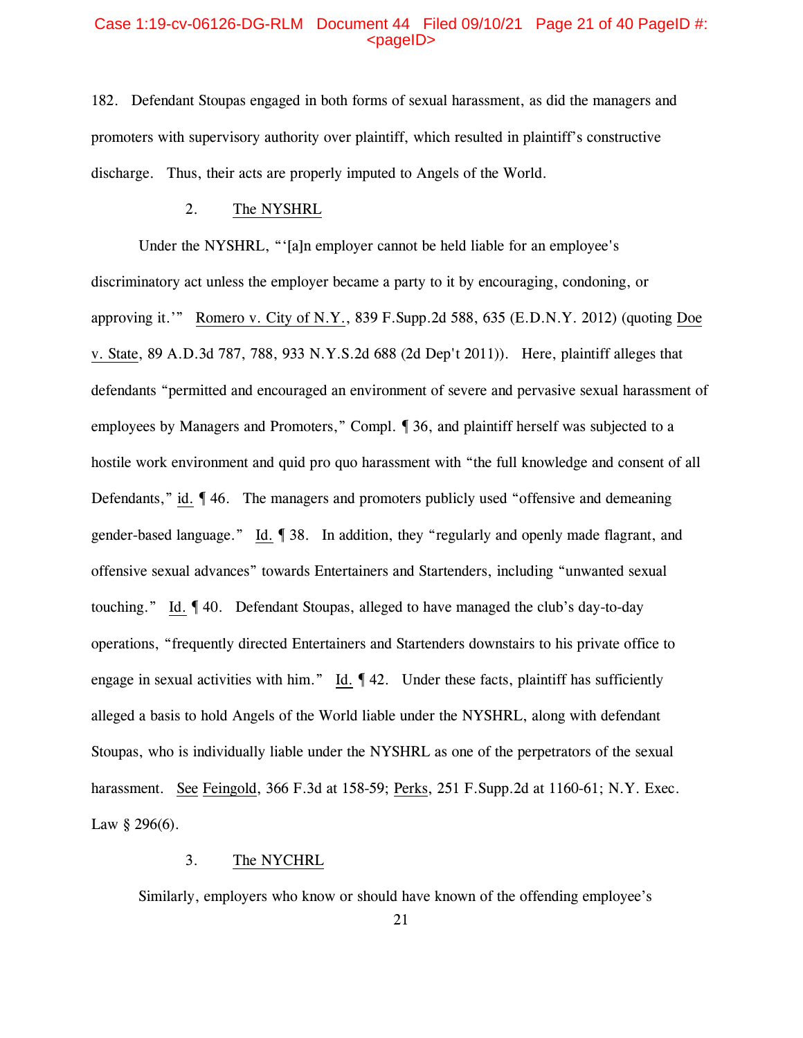182. Defendant Stoupas engaged in both forms of sexual harassment, as did the managers and promoters with supervisory authority over plaintiff, which resulted in plaintiff's constructive discharge. Thus, their acts are properly imputed to Angels of the World.

2. <u>The NYSHRL</u>

Under the NYSHRL, "'[a]n employer cannot be held liable for an employee's discriminatory act unless the employer became a party to it by encouraging, condoning, or approving it.'" <u>Romero v. City of N.Y.</u>, 839 F.Supp.2d 588, 635 (E.D.N.Y. 2012) (quoting <u>Doe v. State</u>, 89 A.D.3d 787, 788, 933 N.Y.S.2d 688 (2d Dep't 2011)). Here, plaintiff alleges that defendants "permitted and encouraged an environment of severe and pervasive sexual harassment of employees by Managers and Promoters," Compl. ¶ 36, and plaintiff herself was subjected to a hostile work environment and quid pro quo harassment with "the full knowledge and consent of all Defendants," <u>id.</u> ¶ 46. The managers and promoters publicly used "offensive and demeaning gender-based language." <u>Id.</u> ¶ 38. In addition, they "regularly and openly made flagrant, and offensive sexual advances" towards Entertainers and Startenders, including "unwanted sexual touching." <u>Id.</u> ¶ 40. Defendant Stoupas, alleged to have managed the club's day-to-day operations, "frequently directed Entertainers and Startenders downstairs to his private office to engage in sexual activities with him." <u>Id.</u> ¶ 42. Under these facts, plaintiff has sufficiently alleged a basis to hold Angels of the World liable under the NYSHRL, along with defendant Stoupas, who is individually liable under the NYSHRL as one of the perpetrators of the sexual harassment. <u>See</u> <u>Feingold</u>, 366 F.3d at 158-59; <u>Perks</u>, 251 F.Supp.2d at 1160-61; N.Y. Exec. Law § 296(6).

3. <u>The NYCHRL</u>

Similarly, employers who know or should have known of the offending employee's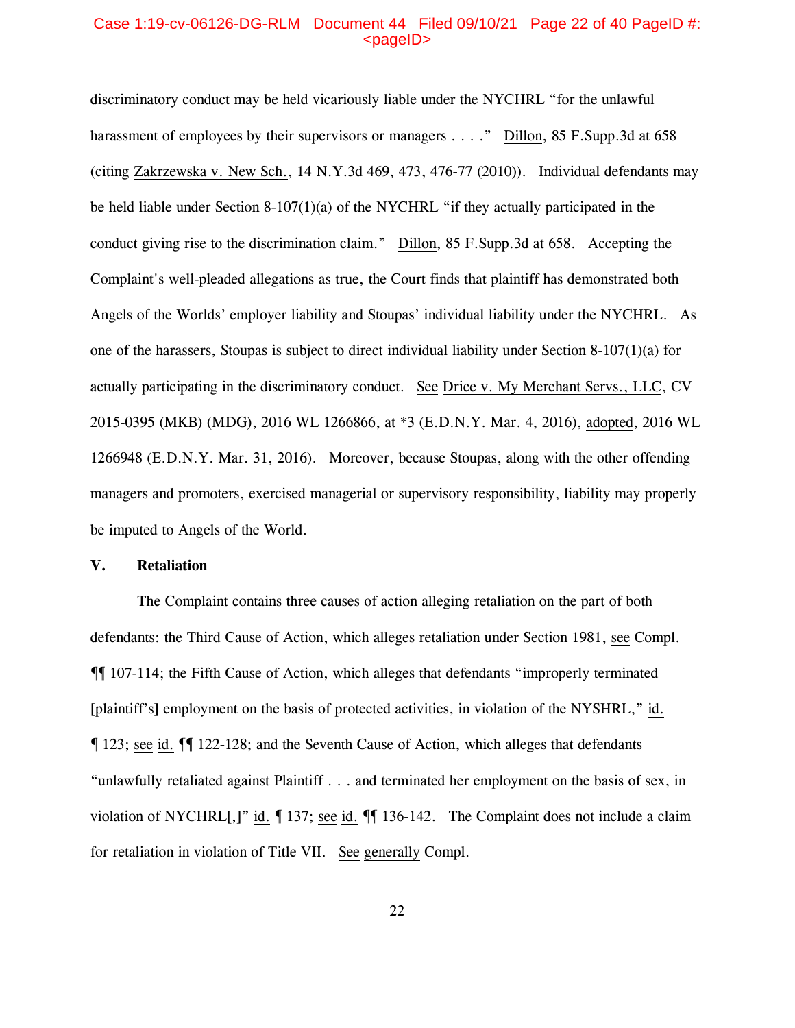discriminatory conduct may be held vicariously liable under the NYCHRL "for the unlawful harassment of employees by their supervisors or managers . . . ." Dillon, 85 F.Supp.3d at 658 (citing Zakrzewska v. New Sch., 14 N.Y.3d 469, 473, 476-77 (2010)). Individual defendants may be held liable under Section 8-107(1)(a) of the NYCHRL "if they actually participated in the conduct giving rise to the discrimination claim." Dillon, 85 F.Supp.3d at 658. Accepting the Complaint's well-pleaded allegations as true, the Court finds that plaintiff has demonstrated both Angels of the Worlds' employer liability and Stoupas' individual liability under the NYCHRL. As one of the harassers, Stoupas is subject to direct individual liability under Section 8-107(1)(a) for actually participating in the discriminatory conduct. See Drice v. My Merchant Servs., LLC, CV 2015-0395 (MKB) (MDG), 2016 WL 1266866, at *3 (E.D.N.Y. Mar. 4, 2016), adopted, 2016 WL 1266948 (E.D.N.Y. Mar. 31, 2016). Moreover, because Stoupas, along with the other offending managers and promoters, exercised managerial or supervisory responsibility, liability may properly be imputed to Angels of the World.

## V. Retaliation

The Complaint contains three causes of action alleging retaliation on the part of both defendants: the Third Cause of Action, which alleges retaliation under Section 1981, see Compl. ¶¶ 107-114; the Fifth Cause of Action, which alleges that defendants "improperly terminated [plaintiff's] employment on the basis of protected activities, in violation of the NYSHRL," id. ¶ 123; see id. ¶¶ 122-128; and the Seventh Cause of Action, which alleges that defendants "unlawfully retaliated against Plaintiff . . . and terminated her employment on the basis of sex, in violation of NYCHRL[,]" id. ¶ 137; see id. ¶¶ 136-142. The Complaint does not include a claim for retaliation in violation of Title VII. See generally Compl.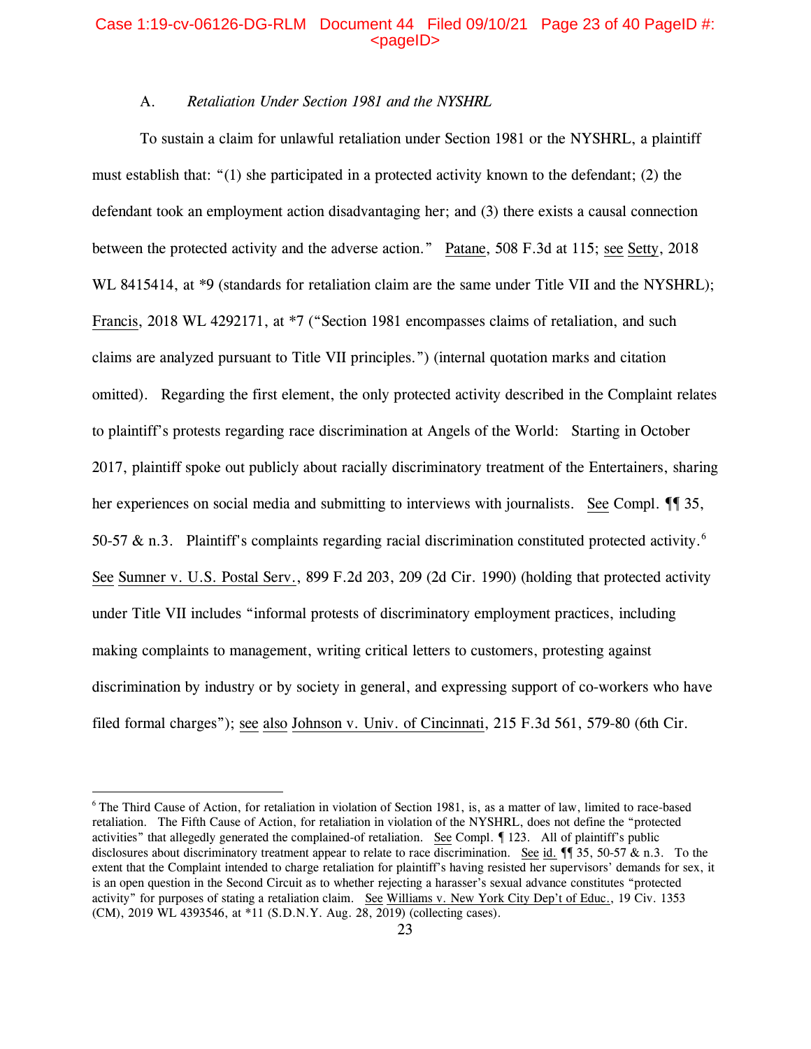### A. *Retaliation Under Section 1981 and the NYSHRL*

To sustain a claim for unlawful retaliation under Section 1981 or the NYSHRL, a plaintiff must establish that: "(1) she participated in a protected activity known to the defendant; (2) the defendant took an employment action disadvantaging her; and (3) there exists a causal connection between the protected activity and the adverse action." Patane, 508 F.3d at 115; see Setty, 2018 WL 8415414, at *9 (standards for retaliation claim are the same under Title VII and the NYSHRL); Francis, 2018 WL 4292171, at *7 ("Section 1981 encompasses claims of retaliation, and such claims are analyzed pursuant to Title VII principles.") (internal quotation marks and citation omitted). Regarding the first element, the only protected activity described in the Complaint relates to plaintiff's protests regarding race discrimination at Angels of the World: Starting in October 2017, plaintiff spoke out publicly about racially discriminatory treatment of the Entertainers, sharing her experiences on social media and submitting to interviews with journalists. See Compl. ¶¶ 35, 50-57 & n.3. Plaintiff's complaints regarding racial discrimination constituted protected activity.[6] See Sumner v. U.S. Postal Serv., 899 F.2d 203, 209 (2d Cir. 1990) (holding that protected activity under Title VII includes "informal protests of discriminatory employment practices, including making complaints to management, writing critical letters to customers, protesting against discrimination by industry or by society in general, and expressing support of co-workers who have filed formal charges"); see also Johnson v. Univ. of Cincinnati, 215 F.3d 561, 579-80 (6th Cir.

---

[6] The Third Cause of Action, for retaliation in violation of Section 1981, is, as a matter of law, limited to race-based retaliation. The Fifth Cause of Action, for retaliation in violation of the NYSHRL, does not define the "protected activities" that allegedly generated the complained-of retaliation. See Compl. ¶ 123. All of plaintiff's public disclosures about discriminatory treatment appear to relate to race discrimination. See id. ¶¶ 35, 50-57 & n.3. To the extent that the Complaint intended to charge retaliation for plaintiff's having resisted her supervisors' demands for sex, it is an open question in the Second Circuit as to whether rejecting a harasser's sexual advance constitutes "protected activity" for purposes of stating a retaliation claim. See Williams v. New York City Dep't of Educ., 19 Civ. 1353 (CM), 2019 WL 4393546, at *11 (S.D.N.Y. Aug. 28, 2019) (collecting cases).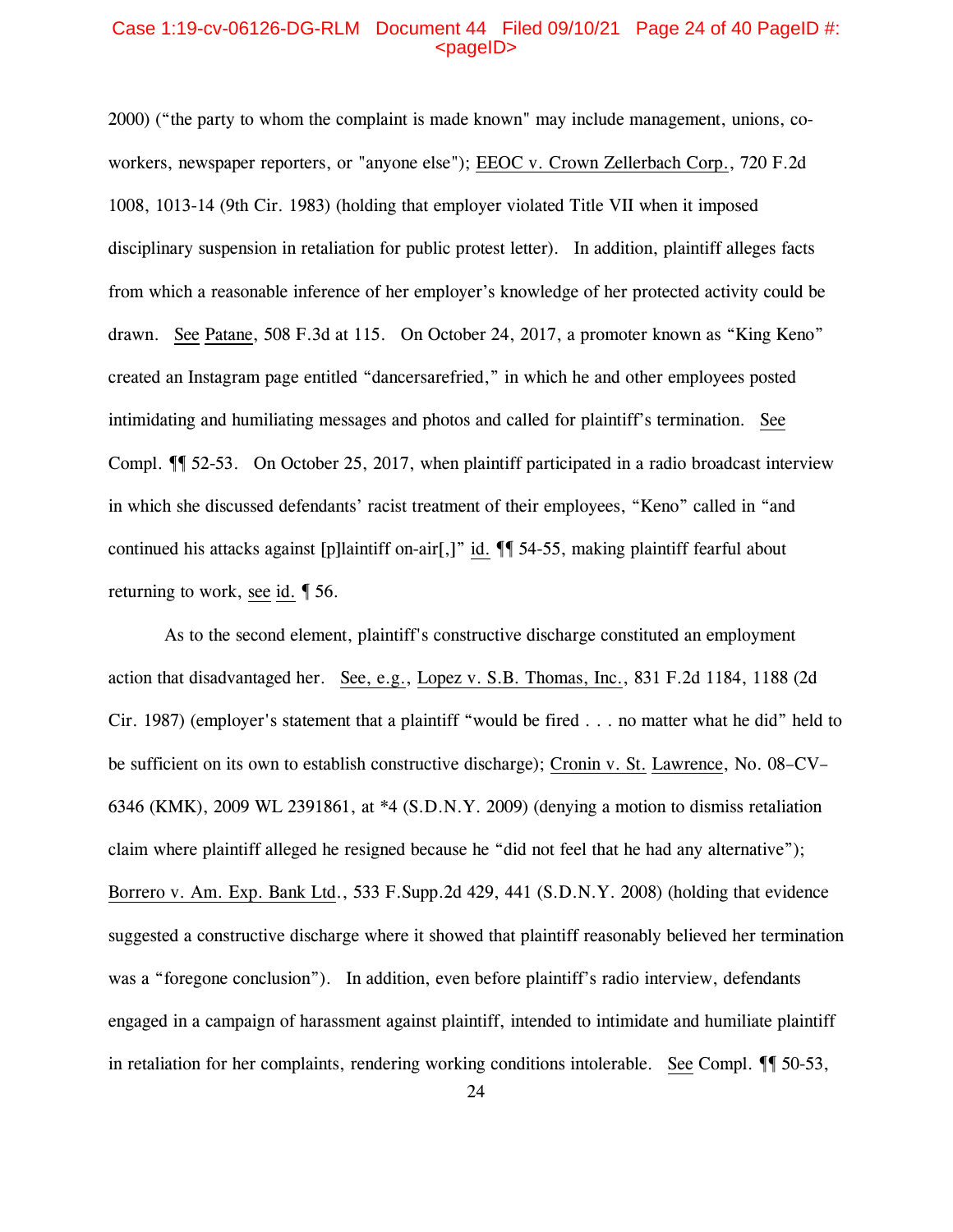2000) ("the party to whom the complaint is made known" may include management, unions, co-workers, newspaper reporters, or "anyone else"); EEOC v. Crown Zellerbach Corp., 720 F.2d 1008, 1013-14 (9th Cir. 1983) (holding that employer violated Title VII when it imposed disciplinary suspension in retaliation for public protest letter). In addition, plaintiff alleges facts from which a reasonable inference of her employer's knowledge of her protected activity could be drawn. See Patane, 508 F.3d at 115. On October 24, 2017, a promoter known as "King Keno" created an Instagram page entitled "dancersarefried," in which he and other employees posted intimidating and humiliating messages and photos and called for plaintiff's termination. See Compl. ¶¶ 52-53. On October 25, 2017, when plaintiff participated in a radio broadcast interview in which she discussed defendants' racist treatment of their employees, "Keno" called in "and continued his attacks against [p]laintiff on-air[,]" id. ¶¶ 54-55, making plaintiff fearful about returning to work, see id. ¶ 56.

As to the second element, plaintiff's constructive discharge constituted an employment action that disadvantaged her. See, e.g., Lopez v. S.B. Thomas, Inc., 831 F.2d 1184, 1188 (2d Cir. 1987) (employer's statement that a plaintiff "would be fired . . . no matter what he did" held to be sufficient on its own to establish constructive discharge); Cronin v. St. Lawrence, No. 08–CV–6346 (KMK), 2009 WL 2391861, at *4 (S.D.N.Y. 2009) (denying a motion to dismiss retaliation claim where plaintiff alleged he resigned because he "did not feel that he had any alternative"); Borrero v. Am. Exp. Bank Ltd., 533 F.Supp.2d 429, 441 (S.D.N.Y. 2008) (holding that evidence suggested a constructive discharge where it showed that plaintiff reasonably believed her termination was a "foregone conclusion"). In addition, even before plaintiff's radio interview, defendants engaged in a campaign of harassment against plaintiff, intended to intimidate and humiliate plaintiff in retaliation for her complaints, rendering working conditions intolerable. See Compl. ¶¶ 50-53,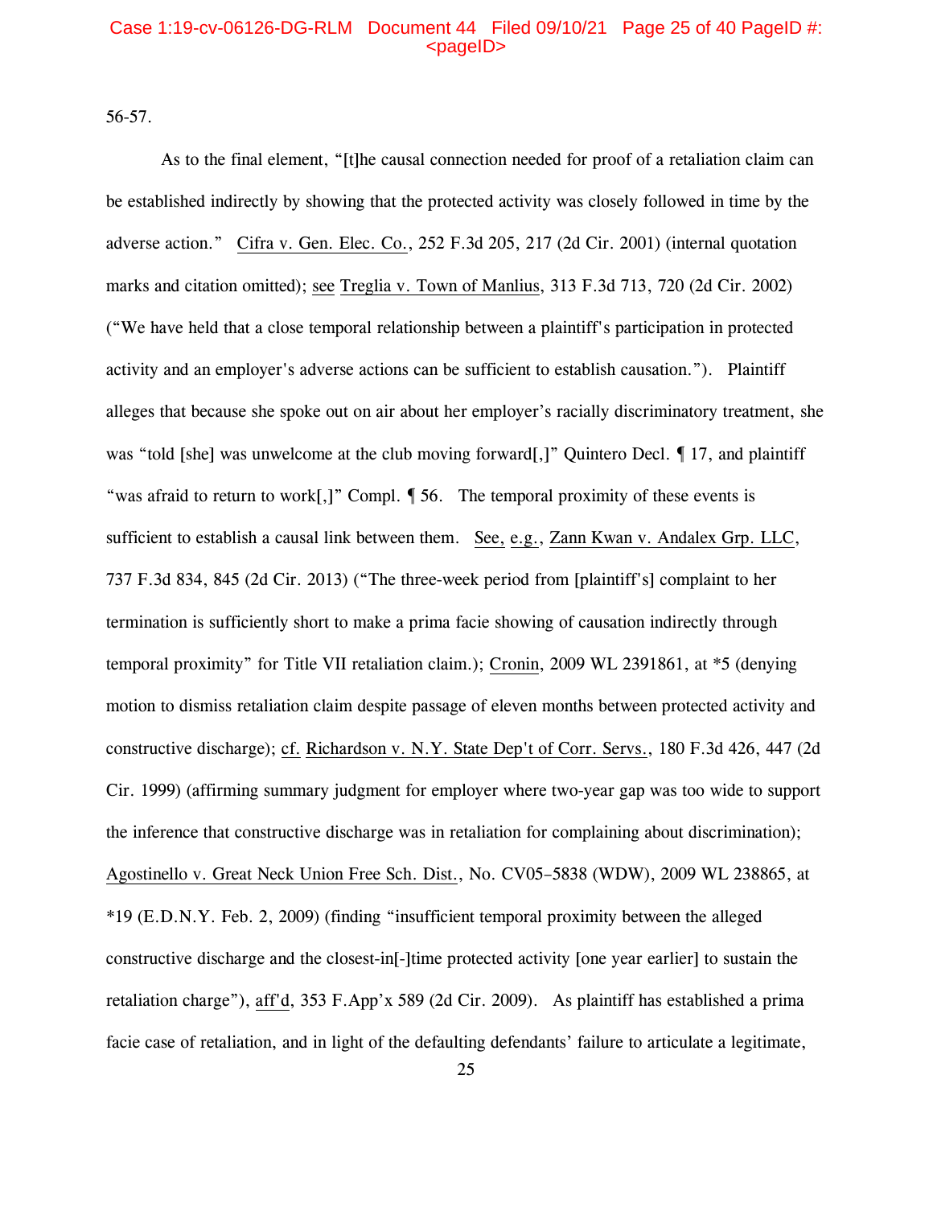56-57.

As to the final element, "[t]he causal connection needed for proof of a retaliation claim can be established indirectly by showing that the protected activity was closely followed in time by the adverse action." Cifra v. Gen. Elec. Co., 252 F.3d 205, 217 (2d Cir. 2001) (internal quotation marks and citation omitted); see Treglia v. Town of Manlius, 313 F.3d 713, 720 (2d Cir. 2002) ("We have held that a close temporal relationship between a plaintiff's participation in protected activity and an employer's adverse actions can be sufficient to establish causation."). Plaintiff alleges that because she spoke out on air about her employer's racially discriminatory treatment, she was "told [she] was unwelcome at the club moving forward[,]" Quintero Decl. ¶ 17, and plaintiff "was afraid to return to work[,]" Compl. ¶ 56. The temporal proximity of these events is sufficient to establish a causal link between them. See, e.g., Zann Kwan v. Andalex Grp. LLC, 737 F.3d 834, 845 (2d Cir. 2013) ("The three-week period from [plaintiff's] complaint to her termination is sufficiently short to make a prima facie showing of causation indirectly through temporal proximity" for Title VII retaliation claim.); Cronin, 2009 WL 2391861, at *5 (denying motion to dismiss retaliation claim despite passage of eleven months between protected activity and constructive discharge); cf. Richardson v. N.Y. State Dep't of Corr. Servs., 180 F.3d 426, 447 (2d Cir. 1999) (affirming summary judgment for employer where two-year gap was too wide to support the inference that constructive discharge was in retaliation for complaining about discrimination); Agostinello v. Great Neck Union Free Sch. Dist., No. CV05–5838 (WDW), 2009 WL 238865, at *19 (E.D.N.Y. Feb. 2, 2009) (finding "insufficient temporal proximity between the alleged constructive discharge and the closest-in[-]time protected activity [one year earlier] to sustain the retaliation charge"), aff'd, 353 F.App'x 589 (2d Cir. 2009). As plaintiff has established a prima facie case of retaliation, and in light of the defaulting defendants' failure to articulate a legitimate,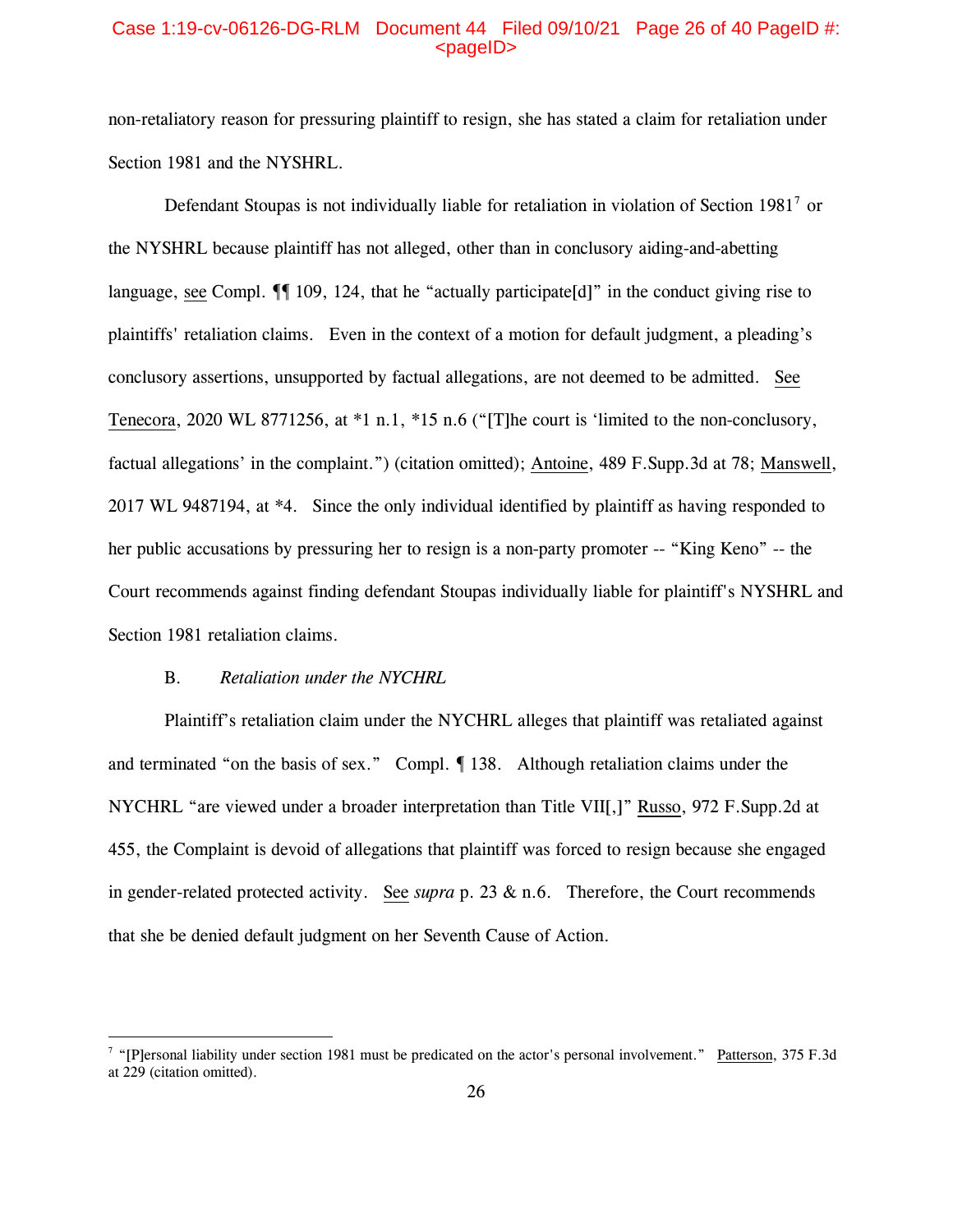non-retaliatory reason for pressuring plaintiff to resign, she has stated a claim for retaliation under Section 1981 and the NYSHRL.

Defendant Stoupas is not individually liable for retaliation in violation of Section 1981[7] or the NYSHRL because plaintiff has not alleged, other than in conclusory aiding-and-abetting language, see Compl. ¶¶ 109, 124, that he "actually participate[d]" in the conduct giving rise to plaintiffs' retaliation claims. Even in the context of a motion for default judgment, a pleading's conclusory assertions, unsupported by factual allegations, are not deemed to be admitted. See Tenecora, 2020 WL 8771256, at *1 n.1, *15 n.6 ("[T]he court is 'limited to the non-conclusory, factual allegations' in the complaint.") (citation omitted); Antoine, 489 F.Supp.3d at 78; Manswell, 2017 WL 9487194, at *4. Since the only individual identified by plaintiff as having responded to her public accusations by pressuring her to resign is a non-party promoter -- "King Keno" -- the Court recommends against finding defendant Stoupas individually liable for plaintiff's NYSHRL and Section 1981 retaliation claims.

B. *Retaliation under the NYCHRL*

Plaintiff's retaliation claim under the NYCHRL alleges that plaintiff was retaliated against and terminated "on the basis of sex." Compl. ¶ 138. Although retaliation claims under the NYCHRL "are viewed under a broader interpretation than Title VII[,]" Russo, 972 F.Supp.2d at 455, the Complaint is devoid of allegations that plaintiff was forced to resign because she engaged in gender-related protected activity. See *supra* p. 23 & n.6. Therefore, the Court recommends that she be denied default judgment on her Seventh Cause of Action.

---

[7] "[P]ersonal liability under section 1981 must be predicated on the actor's personal involvement." Patterson, 375 F.3d at 229 (citation omitted).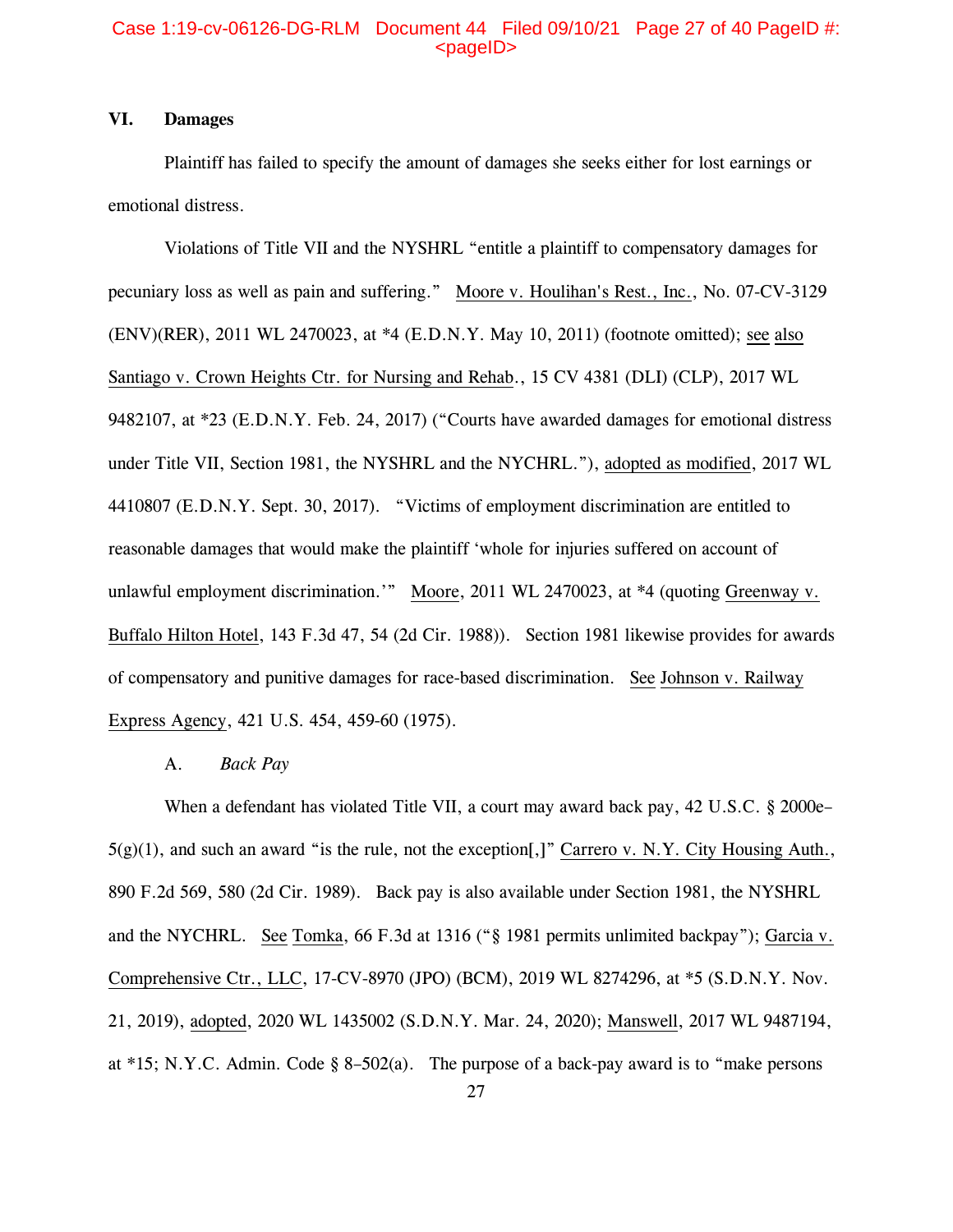## VI. Damages

Plaintiff has failed to specify the amount of damages she seeks either for lost earnings or emotional distress.

Violations of Title VII and the NYSHRL "entitle a plaintiff to compensatory damages for pecuniary loss as well as pain and suffering." Moore v. Houlihan's Rest., Inc., No. 07-CV-3129 (ENV)(RER), 2011 WL 2470023, at *4 (E.D.N.Y. May 10, 2011) (footnote omitted); see also Santiago v. Crown Heights Ctr. for Nursing and Rehab., 15 CV 4381 (DLI) (CLP), 2017 WL 9482107, at *23 (E.D.N.Y. Feb. 24, 2017) ("Courts have awarded damages for emotional distress under Title VII, Section 1981, the NYSHRL and the NYCHRL."), adopted as modified, 2017 WL 4410807 (E.D.N.Y. Sept. 30, 2017). "Victims of employment discrimination are entitled to reasonable damages that would make the plaintiff 'whole for injuries suffered on account of unlawful employment discrimination.'" Moore, 2011 WL 2470023, at *4 (quoting Greenway v. Buffalo Hilton Hotel, 143 F.3d 47, 54 (2d Cir. 1988)). Section 1981 likewise provides for awards of compensatory and punitive damages for race-based discrimination. See Johnson v. Railway Express Agency, 421 U.S. 454, 459-60 (1975).

### A. *Back Pay*

When a defendant has violated Title VII, a court may award back pay, 42 U.S.C. § 2000e–5(g)(1), and such an award "is the rule, not the exception[,]" Carrero v. N.Y. City Housing Auth., 890 F.2d 569, 580 (2d Cir. 1989). Back pay is also available under Section 1981, the NYSHRL and the NYCHRL. See Tomka, 66 F.3d at 1316 ("§ 1981 permits unlimited backpay"); Garcia v. Comprehensive Ctr., LLC, 17-CV-8970 (JPO) (BCM), 2019 WL 8274296, at *5 (S.D.N.Y. Nov. 21, 2019), adopted, 2020 WL 1435002 (S.D.N.Y. Mar. 24, 2020); Manswell, 2017 WL 9487194, at *15; N.Y.C. Admin. Code § 8–502(a). The purpose of a back-pay award is to "make persons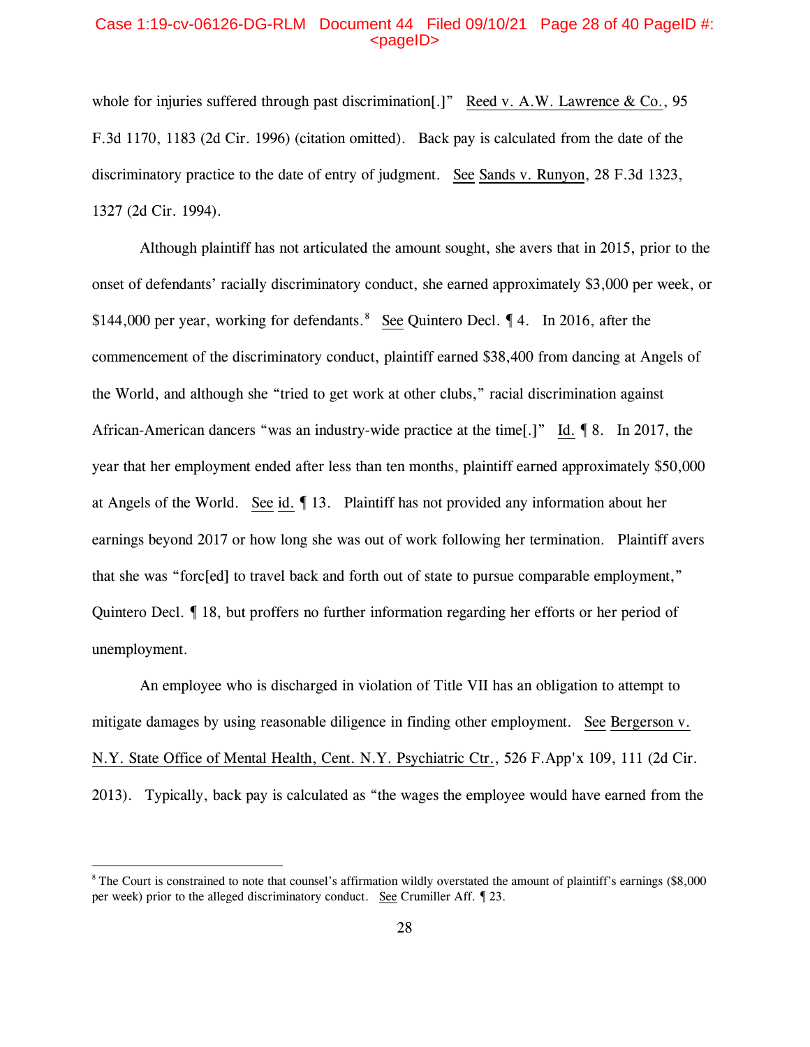whole for injuries suffered through past discrimination[.]" Reed v. A.W. Lawrence & Co., 95 F.3d 1170, 1183 (2d Cir. 1996) (citation omitted). Back pay is calculated from the date of the discriminatory practice to the date of entry of judgment. See Sands v. Runyon, 28 F.3d 1323, 1327 (2d Cir. 1994).

Although plaintiff has not articulated the amount sought, she avers that in 2015, prior to the onset of defendants' racially discriminatory conduct, she earned approximately $3,000 per week, or $144,000 per year, working for defendants.[8] See Quintero Decl. ¶ 4. In 2016, after the commencement of the discriminatory conduct, plaintiff earned $38,400 from dancing at Angels of the World, and although she "tried to get work at other clubs," racial discrimination against African-American dancers "was an industry-wide practice at the time[.]" Id. ¶ 8. In 2017, the year that her employment ended after less than ten months, plaintiff earned approximately $50,000 at Angels of the World. See id. ¶ 13. Plaintiff has not provided any information about her earnings beyond 2017 or how long she was out of work following her termination. Plaintiff avers that she was "forc[ed] to travel back and forth out of state to pursue comparable employment," Quintero Decl. ¶ 18, but proffers no further information regarding her efforts or her period of unemployment.

An employee who is discharged in violation of Title VII has an obligation to attempt to mitigate damages by using reasonable diligence in finding other employment. See Bergerson v. N.Y. State Office of Mental Health, Cent. N.Y. Psychiatric Ctr., 526 F.App'x 109, 111 (2d Cir. 2013). Typically, back pay is calculated as "the wages the employee would have earned from the

---

[8] The Court is constrained to note that counsel's affirmation wildly overstated the amount of plaintiff's earnings ($8,000 per week) prior to the alleged discriminatory conduct. See Crumiller Aff. ¶ 23.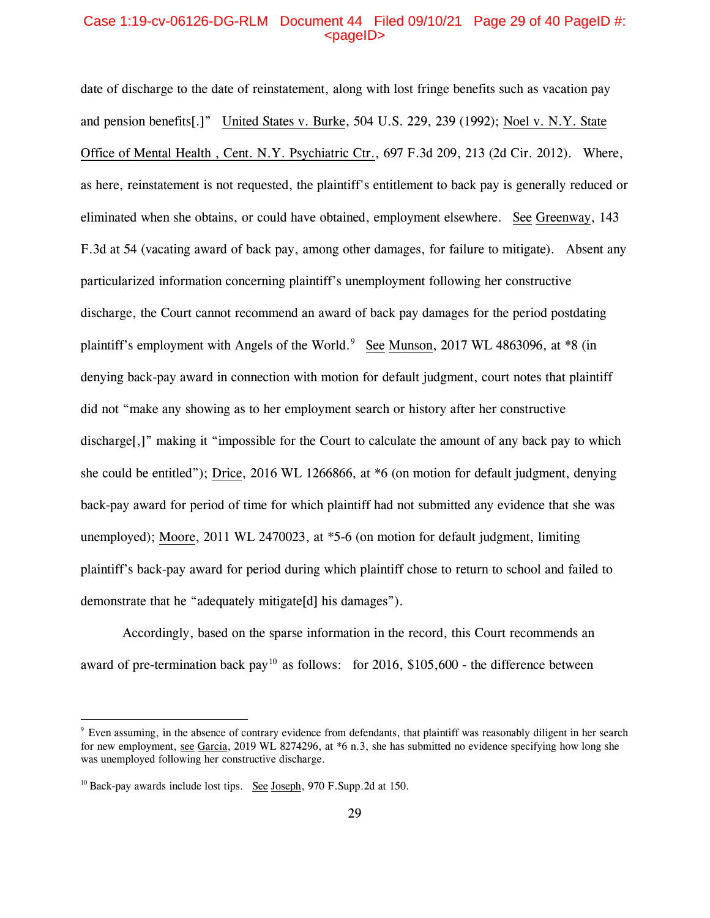date of discharge to the date of reinstatement, along with lost fringe benefits such as vacation pay and pension benefits[.]" United States v. Burke, 504 U.S. 229, 239 (1992); Noel v. N.Y. State Office of Mental Health , Cent. N.Y. Psychiatric Ctr., 697 F.3d 209, 213 (2d Cir. 2012). Where, as here, reinstatement is not requested, the plaintiff's entitlement to back pay is generally reduced or eliminated when she obtains, or could have obtained, employment elsewhere. See Greenway, 143 F.3d at 54 (vacating award of back pay, among other damages, for failure to mitigate). Absent any particularized information concerning plaintiff's unemployment following her constructive discharge, the Court cannot recommend an award of back pay damages for the period postdating plaintiff's employment with Angels of the World.[9] See Munson, 2017 WL 4863096, at *8 (in denying back-pay award in connection with motion for default judgment, court notes that plaintiff did not "make any showing as to her employment search or history after her constructive discharge[,]" making it "impossible for the Court to calculate the amount of any back pay to which she could be entitled"); Drice, 2016 WL 1266866, at *6 (on motion for default judgment, denying back-pay award for period of time for which plaintiff had not submitted any evidence that she was unemployed); Moore, 2011 WL 2470023, at *5-6 (on motion for default judgment, limiting plaintiff's back-pay award for period during which plaintiff chose to return to school and failed to demonstrate that he "adequately mitigate[d] his damages").

Accordingly, based on the sparse information in the record, this Court recommends an award of pre-termination back pay[10] as follows: for 2016, $105,600 - the difference between

---

[9] Even assuming, in the absence of contrary evidence from defendants, that plaintiff was reasonably diligent in her search for new employment, see Garcia, 2019 WL 8274296, at *6 n.3, she has submitted no evidence specifying how long she was unemployed following her constructive discharge.

[10] Back-pay awards include lost tips. See Joseph, 970 F.Supp.2d at 150.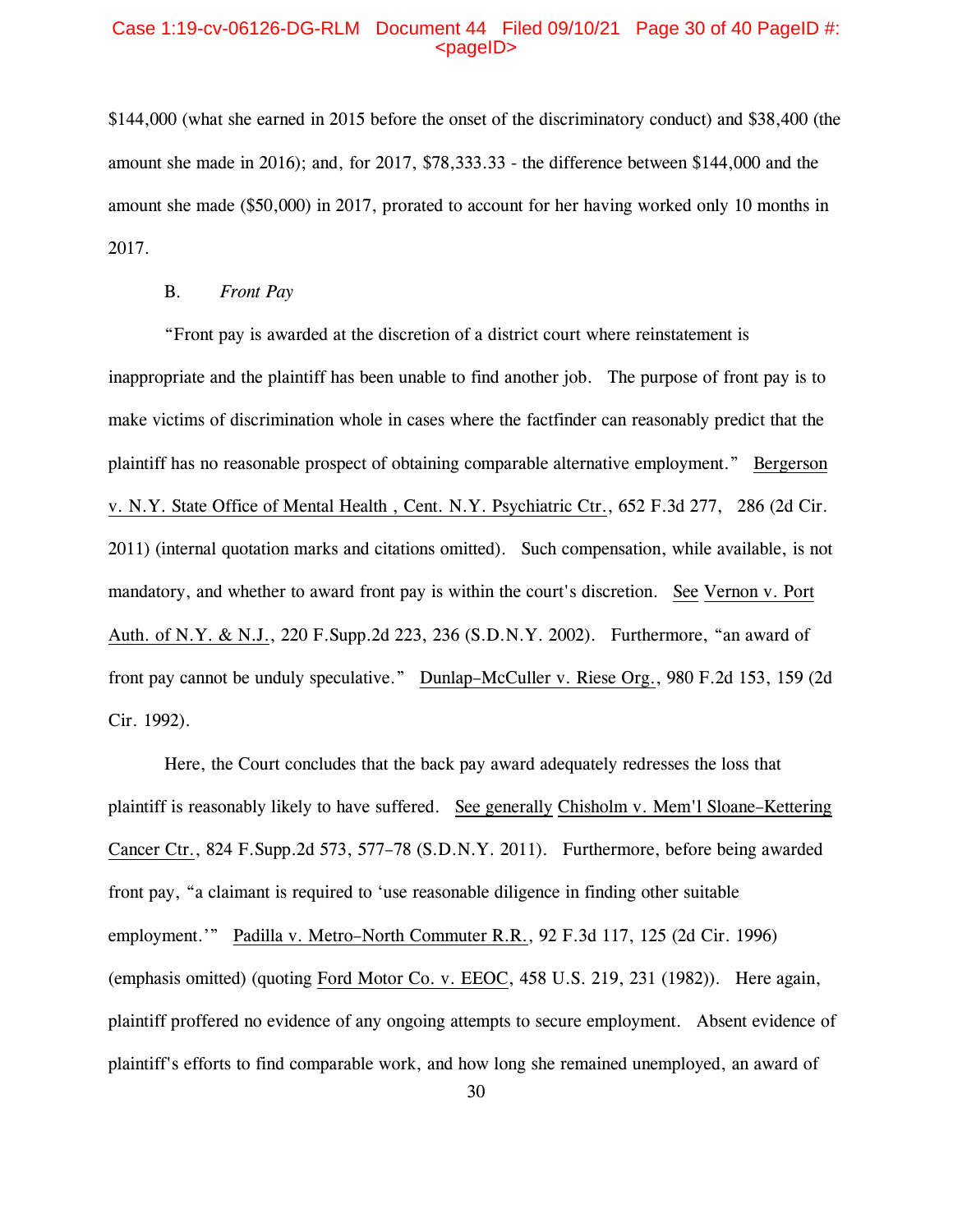$144,000 (what she earned in 2015 before the onset of the discriminatory conduct) and $38,400 (the amount she made in 2016); and, for 2017, $78,333.33 - the difference between $144,000 and the amount she made ($50,000) in 2017, prorated to account for her having worked only 10 months in 2017.

B. *Front Pay*

"Front pay is awarded at the discretion of a district court where reinstatement is inappropriate and the plaintiff has been unable to find another job. The purpose of front pay is to make victims of discrimination whole in cases where the factfinder can reasonably predict that the plaintiff has no reasonable prospect of obtaining comparable alternative employment." Bergerson v. N.Y. State Office of Mental Health , Cent. N.Y. Psychiatric Ctr., 652 F.3d 277, 286 (2d Cir. 2011) (internal quotation marks and citations omitted). Such compensation, while available, is not mandatory, and whether to award front pay is within the court's discretion. See Vernon v. Port Auth. of N.Y. & N.J., 220 F.Supp.2d 223, 236 (S.D.N.Y. 2002). Furthermore, "an award of front pay cannot be unduly speculative." Dunlap–McCuller v. Riese Org., 980 F.2d 153, 159 (2d Cir. 1992).

Here, the Court concludes that the back pay award adequately redresses the loss that plaintiff is reasonably likely to have suffered. See generally Chisholm v. Mem'l Sloane–Kettering Cancer Ctr., 824 F.Supp.2d 573, 577–78 (S.D.N.Y. 2011). Furthermore, before being awarded front pay, "a claimant is required to 'use reasonable diligence in finding other suitable employment.'" Padilla v. Metro–North Commuter R.R., 92 F.3d 117, 125 (2d Cir. 1996) (emphasis omitted) (quoting Ford Motor Co. v. EEOC, 458 U.S. 219, 231 (1982)). Here again, plaintiff proffered no evidence of any ongoing attempts to secure employment. Absent evidence of plaintiff's efforts to find comparable work, and how long she remained unemployed, an award of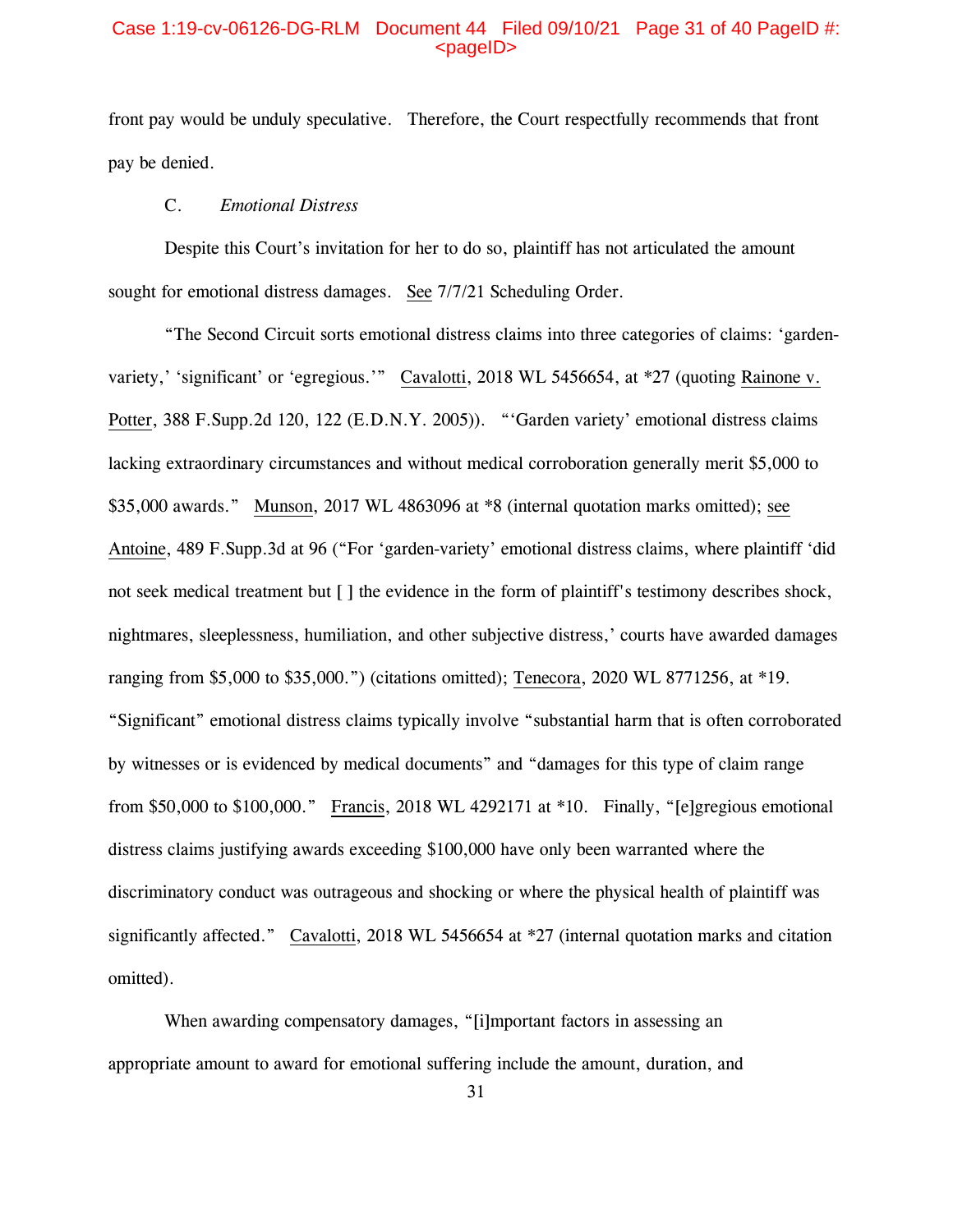front pay would be unduly speculative. Therefore, the Court respectfully recommends that front pay be denied.

### C. *Emotional Distress*

Despite this Court's invitation for her to do so, plaintiff has not articulated the amount sought for emotional distress damages. See 7/7/21 Scheduling Order.

"The Second Circuit sorts emotional distress claims into three categories of claims: 'garden-variety,' 'significant' or 'egregious.'" Cavalotti, 2018 WL 5456654, at *27 (quoting Rainone v. Potter, 388 F.Supp.2d 120, 122 (E.D.N.Y. 2005)). "'Garden variety' emotional distress claims lacking extraordinary circumstances and without medical corroboration generally merit $5,000 to $35,000 awards." Munson, 2017 WL 4863096 at *8 (internal quotation marks omitted); see Antoine, 489 F.Supp.3d at 96 ("For 'garden-variety' emotional distress claims, where plaintiff 'did not seek medical treatment but [ ] the evidence in the form of plaintiff's testimony describes shock, nightmares, sleeplessness, humiliation, and other subjective distress,' courts have awarded damages ranging from $5,000 to $35,000.") (citations omitted); Tenecora, 2020 WL 8771256, at *19. "Significant" emotional distress claims typically involve "substantial harm that is often corroborated by witnesses or is evidenced by medical documents" and "damages for this type of claim range from $50,000 to $100,000." Francis, 2018 WL 4292171 at *10. Finally, "[e]gregious emotional distress claims justifying awards exceeding $100,000 have only been warranted where the discriminatory conduct was outrageous and shocking or where the physical health of plaintiff was significantly affected." Cavalotti, 2018 WL 5456654 at *27 (internal quotation marks and citation omitted).

When awarding compensatory damages, "[i]mportant factors in assessing an appropriate amount to award for emotional suffering include the amount, duration, and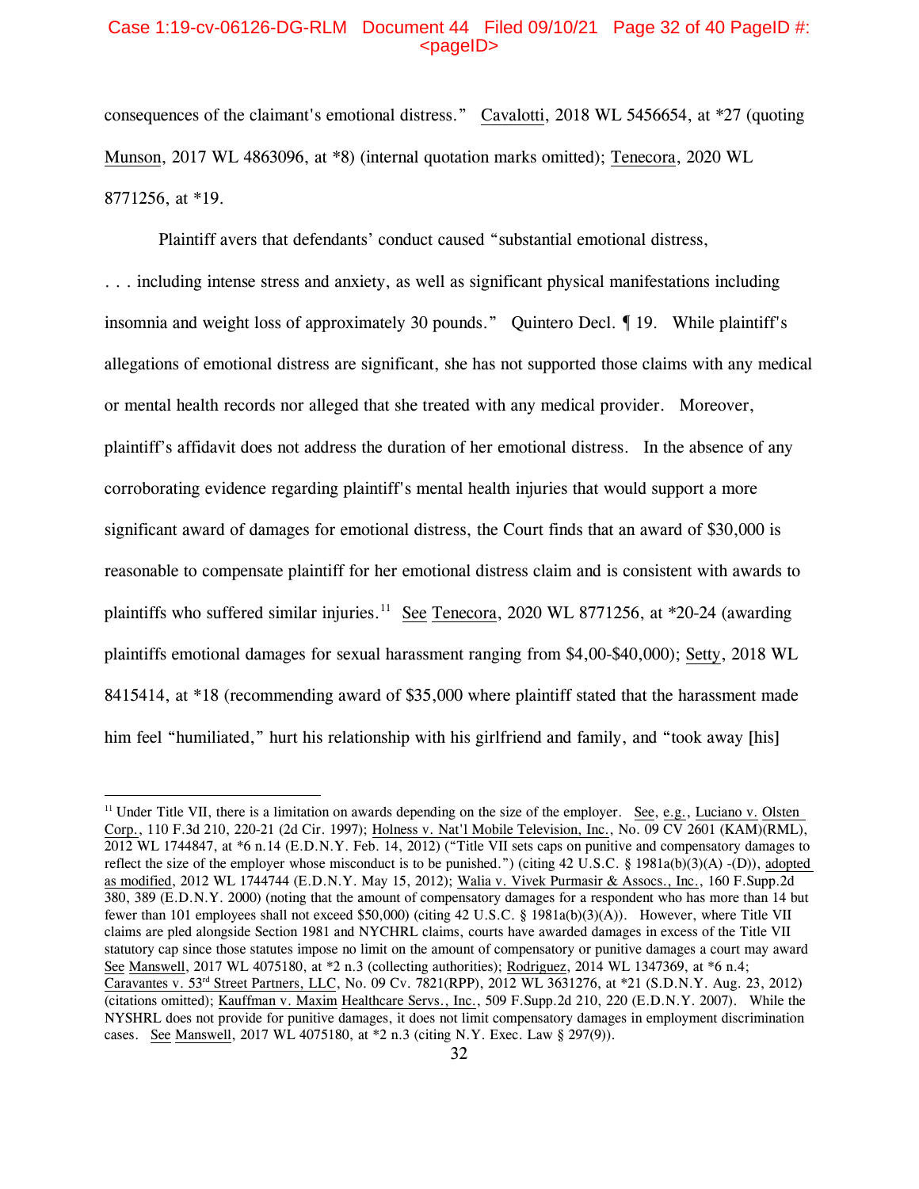consequences of the claimant's emotional distress." Cavalotti, 2018 WL 5456654, at *27 (quoting Munson, 2017 WL 4863096, at *8) (internal quotation marks omitted); Tenecora, 2020 WL 8771256, at *19.

Plaintiff avers that defendants' conduct caused "substantial emotional distress, . . . including intense stress and anxiety, as well as significant physical manifestations including insomnia and weight loss of approximately 30 pounds." Quintero Decl. ¶ 19. While plaintiff's allegations of emotional distress are significant, she has not supported those claims with any medical or mental health records nor alleged that she treated with any medical provider. Moreover, plaintiff's affidavit does not address the duration of her emotional distress. In the absence of any corroborating evidence regarding plaintiff's mental health injuries that would support a more significant award of damages for emotional distress, the Court finds that an award of $30,000 is reasonable to compensate plaintiff for her emotional distress claim and is consistent with awards to plaintiffs who suffered similar injuries.[11] See Tenecora, 2020 WL 8771256, at *20-24 (awarding plaintiffs emotional damages for sexual harassment ranging from $4,00-$40,000); Setty, 2018 WL 8415414, at *18 (recommending award of $35,000 where plaintiff stated that the harassment made him feel "humiliated," hurt his relationship with his girlfriend and family, and "took away [his]

---

[11] Under Title VII, there is a limitation on awards depending on the size of the employer. See, e.g., Luciano v. Olsten Corp., 110 F.3d 210, 220-21 (2d Cir. 1997); Holness v. Nat'l Mobile Television, Inc., No. 09 CV 2601 (KAM)(RML), 2012 WL 1744847, at *6 n.14 (E.D.N.Y. Feb. 14, 2012) ("Title VII sets caps on punitive and compensatory damages to reflect the size of the employer whose misconduct is to be punished.") (citing 42 U.S.C. § 1981a(b)(3)(A) -(D)), adopted as modified, 2012 WL 1744744 (E.D.N.Y. May 15, 2012); Walia v. Vivek Purmasir & Assocs., Inc., 160 F.Supp.2d 380, 389 (E.D.N.Y. 2000) (noting that the amount of compensatory damages for a respondent who has more than 14 but fewer than 101 employees shall not exceed $50,000) (citing 42 U.S.C. § 1981a(b)(3)(A)). However, where Title VII claims are pled alongside Section 1981 and NYCHRL claims, courts have awarded damages in excess of the Title VII statutory cap since those statutes impose no limit on the amount of compensatory or punitive damages a court may award See Manswell, 2017 WL 4075180, at *2 n.3 (collecting authorities); Rodriguez, 2014 WL 1347369, at *6 n.4; Caravantes v. 53rd Street Partners, LLC, No. 09 Cv. 7821(RPP), 2012 WL 3631276, at *21 (S.D.N.Y. Aug. 23, 2012) (citations omitted); Kauffman v. Maxim Healthcare Servs., Inc., 509 F.Supp.2d 210, 220 (E.D.N.Y. 2007). While the NYSHRL does not provide for punitive damages, it does not limit compensatory damages in employment discrimination cases. See Manswell, 2017 WL 4075180, at *2 n.3 (citing N.Y. Exec. Law § 297(9)).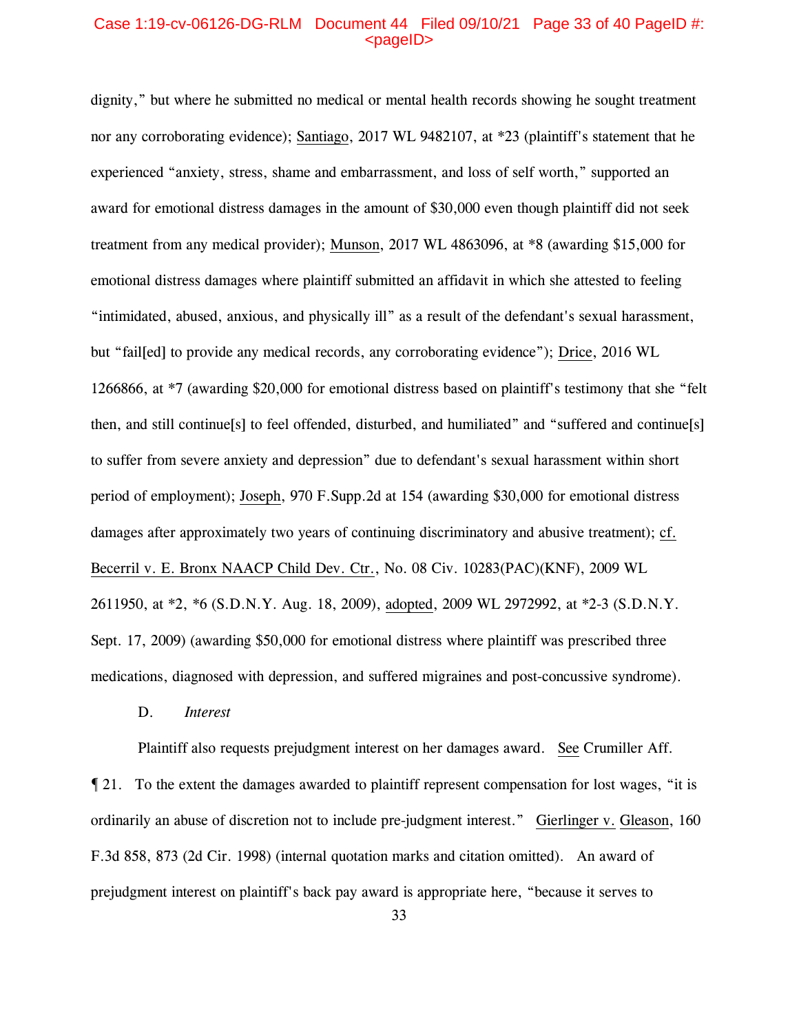dignity," but where he submitted no medical or mental health records showing he sought treatment nor any corroborating evidence); Santiago, 2017 WL 9482107, at *23 (plaintiff's statement that he experienced "anxiety, stress, shame and embarrassment, and loss of self worth," supported an award for emotional distress damages in the amount of $30,000 even though plaintiff did not seek treatment from any medical provider); Munson, 2017 WL 4863096, at *8 (awarding $15,000 for emotional distress damages where plaintiff submitted an affidavit in which she attested to feeling "intimidated, abused, anxious, and physically ill" as a result of the defendant's sexual harassment, but "fail[ed] to provide any medical records, any corroborating evidence"); Drice, 2016 WL 1266866, at *7 (awarding $20,000 for emotional distress based on plaintiff's testimony that she "felt then, and still continue[s] to feel offended, disturbed, and humiliated" and "suffered and continue[s] to suffer from severe anxiety and depression" due to defendant's sexual harassment within short period of employment); Joseph, 970 F.Supp.2d at 154 (awarding $30,000 for emotional distress damages after approximately two years of continuing discriminatory and abusive treatment); cf. Becerril v. E. Bronx NAACP Child Dev. Ctr., No. 08 Civ. 10283(PAC)(KNF), 2009 WL 2611950, at *2, *6 (S.D.N.Y. Aug. 18, 2009), adopted, 2009 WL 2972992, at *2-3 (S.D.N.Y. Sept. 17, 2009) (awarding $50,000 for emotional distress where plaintiff was prescribed three medications, diagnosed with depression, and suffered migraines and post-concussive syndrome).

### D. *Interest*

Plaintiff also requests prejudgment interest on her damages award. See Crumiller Aff. ¶ 21. To the extent the damages awarded to plaintiff represent compensation for lost wages, "it is ordinarily an abuse of discretion not to include pre-judgment interest." Gierlinger v. Gleason, 160 F.3d 858, 873 (2d Cir. 1998) (internal quotation marks and citation omitted). An award of prejudgment interest on plaintiff's back pay award is appropriate here, "because it serves to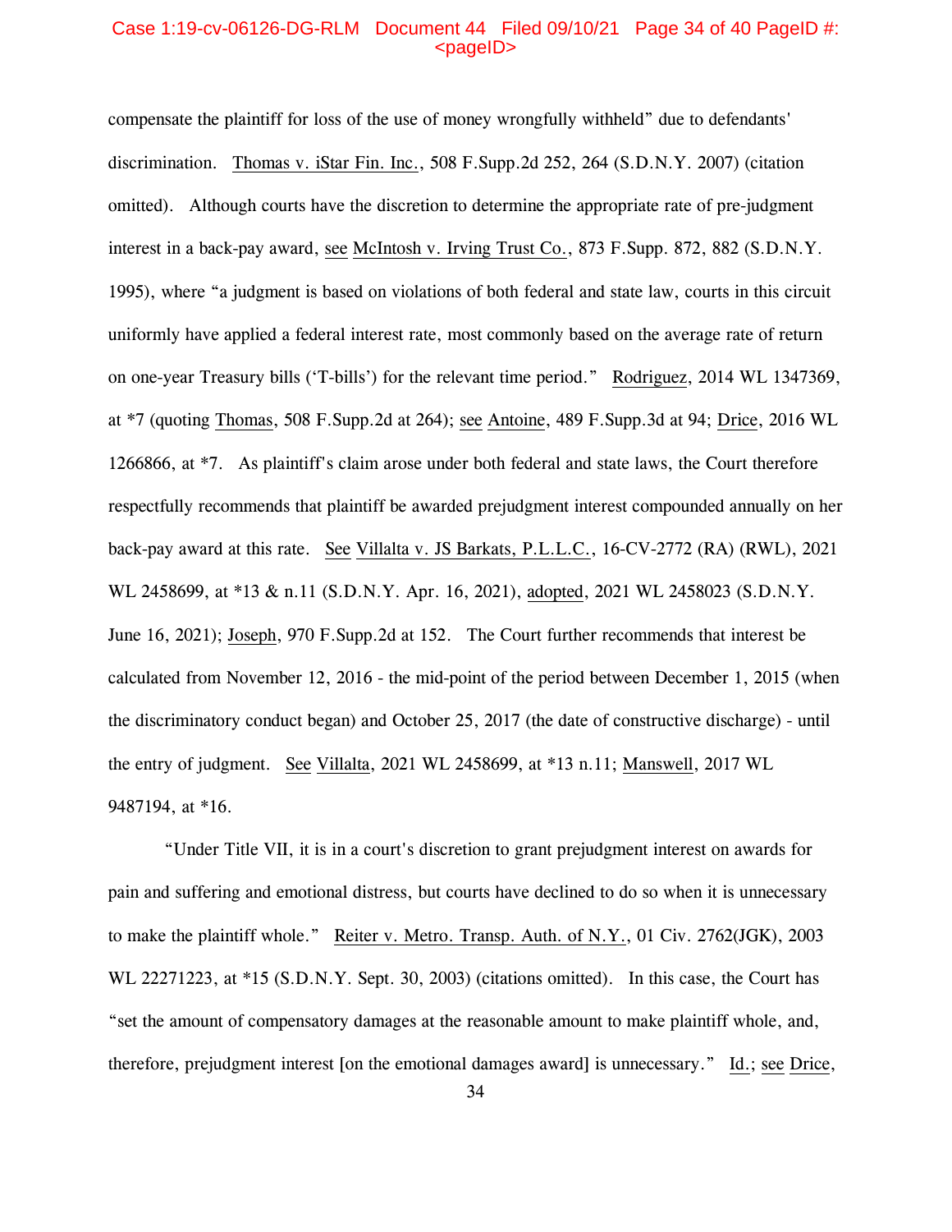compensate the plaintiff for loss of the use of money wrongfully withheld" due to defendants' discrimination. Thomas v. iStar Fin. Inc., 508 F.Supp.2d 252, 264 (S.D.N.Y. 2007) (citation omitted). Although courts have the discretion to determine the appropriate rate of pre-judgment interest in a back-pay award, see McIntosh v. Irving Trust Co., 873 F.Supp. 872, 882 (S.D.N.Y. 1995), where "a judgment is based on violations of both federal and state law, courts in this circuit uniformly have applied a federal interest rate, most commonly based on the average rate of return on one-year Treasury bills ('T-bills') for the relevant time period." Rodriguez, 2014 WL 1347369, at *7 (quoting Thomas, 508 F.Supp.2d at 264); see Antoine, 489 F.Supp.3d at 94; Drice, 2016 WL 1266866, at *7. As plaintiff's claim arose under both federal and state laws, the Court therefore respectfully recommends that plaintiff be awarded prejudgment interest compounded annually on her back-pay award at this rate. See Villalta v. JS Barkats, P.L.L.C., 16-CV-2772 (RA) (RWL), 2021 WL 2458699, at *13 & n.11 (S.D.N.Y. Apr. 16, 2021), adopted, 2021 WL 2458023 (S.D.N.Y. June 16, 2021); Joseph, 970 F.Supp.2d at 152. The Court further recommends that interest be calculated from November 12, 2016 - the mid-point of the period between December 1, 2015 (when the discriminatory conduct began) and October 25, 2017 (the date of constructive discharge) - until the entry of judgment. See Villalta, 2021 WL 2458699, at *13 n.11; Manswell, 2017 WL 9487194, at *16.

"Under Title VII, it is in a court's discretion to grant prejudgment interest on awards for pain and suffering and emotional distress, but courts have declined to do so when it is unnecessary to make the plaintiff whole." Reiter v. Metro. Transp. Auth. of N.Y., 01 Civ. 2762(JGK), 2003 WL 22271223, at *15 (S.D.N.Y. Sept. 30, 2003) (citations omitted). In this case, the Court has "set the amount of compensatory damages at the reasonable amount to make plaintiff whole, and, therefore, prejudgment interest [on the emotional damages award] is unnecessary." Id.; see Drice,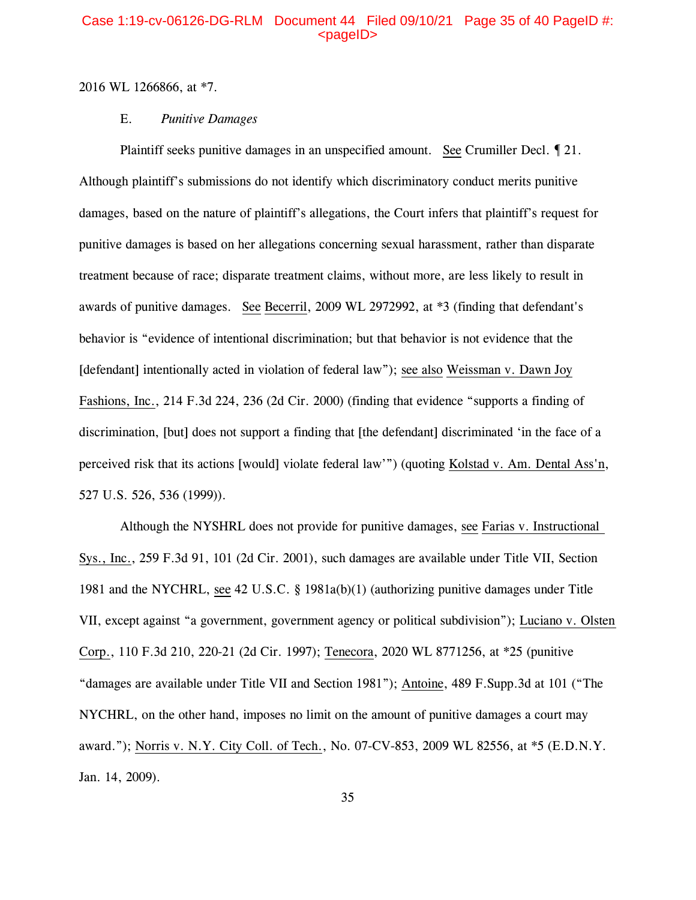2016 WL 1266866, at *7.

### E. *Punitive Damages*

Plaintiff seeks punitive damages in an unspecified amount. See Crumiller Decl. ¶ 21. Although plaintiff's submissions do not identify which discriminatory conduct merits punitive damages, based on the nature of plaintiff's allegations, the Court infers that plaintiff's request for punitive damages is based on her allegations concerning sexual harassment, rather than disparate treatment because of race; disparate treatment claims, without more, are less likely to result in awards of punitive damages. See Becerril, 2009 WL 2972992, at *3 (finding that defendant's behavior is "evidence of intentional discrimination; but that behavior is not evidence that the [defendant] intentionally acted in violation of federal law"); see also Weissman v. Dawn Joy Fashions, Inc., 214 F.3d 224, 236 (2d Cir. 2000) (finding that evidence "supports a finding of discrimination, [but] does not support a finding that [the defendant] discriminated 'in the face of a perceived risk that its actions [would] violate federal law'") (quoting Kolstad v. Am. Dental Ass'n, 527 U.S. 526, 536 (1999)).

Although the NYSHRL does not provide for punitive damages, see Farias v. Instructional Sys., Inc., 259 F.3d 91, 101 (2d Cir. 2001), such damages are available under Title VII, Section 1981 and the NYCHRL, see 42 U.S.C. § 1981a(b)(1) (authorizing punitive damages under Title VII, except against "a government, government agency or political subdivision"); Luciano v. Olsten Corp., 110 F.3d 210, 220-21 (2d Cir. 1997); Tenecora, 2020 WL 8771256, at *25 (punitive "damages are available under Title VII and Section 1981"); Antoine, 489 F.Supp.3d at 101 ("The NYCHRL, on the other hand, imposes no limit on the amount of punitive damages a court may award."); Norris v. N.Y. City Coll. of Tech., No. 07-CV-853, 2009 WL 82556, at *5 (E.D.N.Y. Jan. 14, 2009).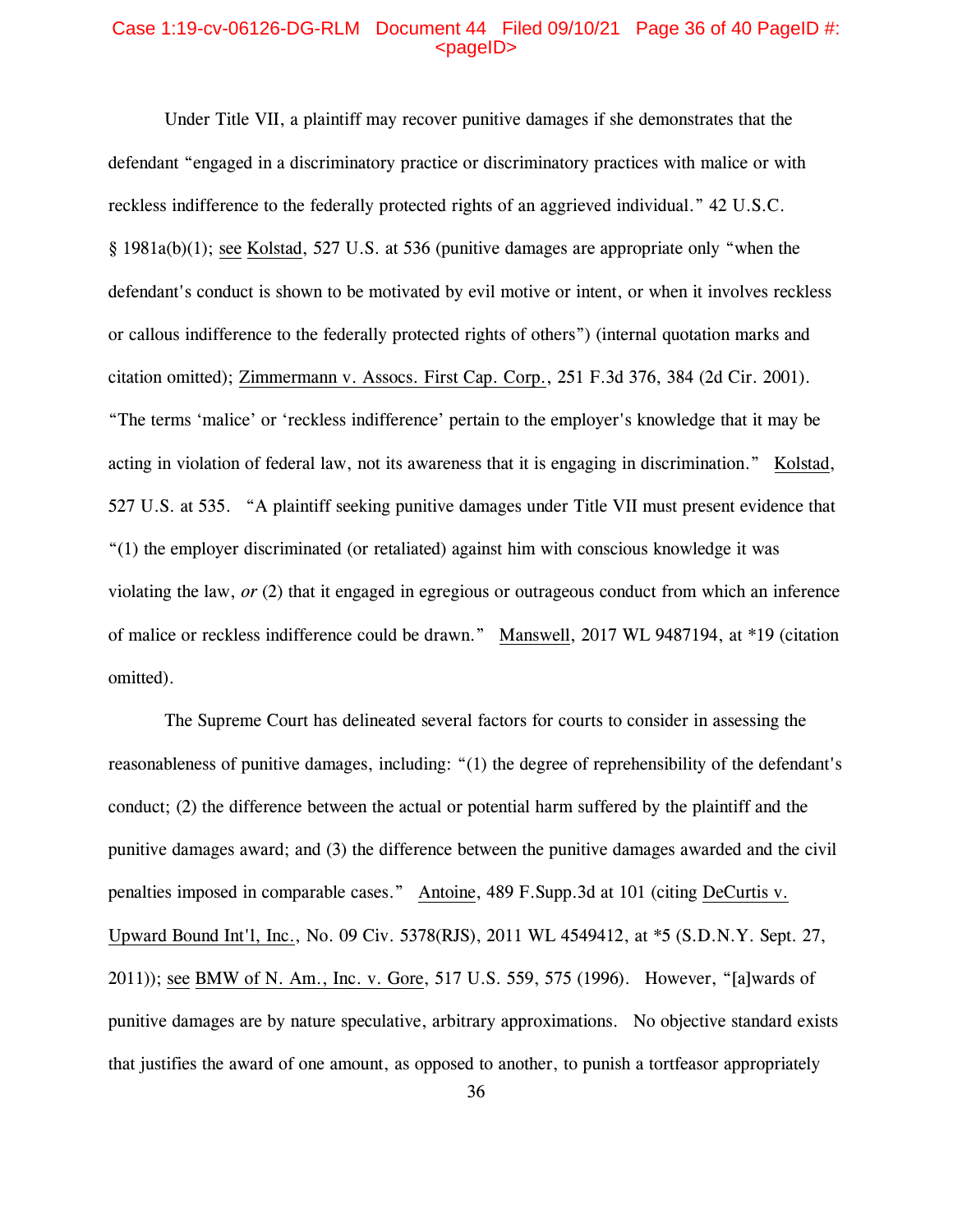Under Title VII, a plaintiff may recover punitive damages if she demonstrates that the defendant "engaged in a discriminatory practice or discriminatory practices with malice or with reckless indifference to the federally protected rights of an aggrieved individual." 42 U.S.C. § 1981a(b)(1); see Kolstad, 527 U.S. at 536 (punitive damages are appropriate only "when the defendant's conduct is shown to be motivated by evil motive or intent, or when it involves reckless or callous indifference to the federally protected rights of others") (internal quotation marks and citation omitted); Zimmermann v. Assocs. First Cap. Corp., 251 F.3d 376, 384 (2d Cir. 2001). "The terms 'malice' or 'reckless indifference' pertain to the employer's knowledge that it may be acting in violation of federal law, not its awareness that it is engaging in discrimination." Kolstad, 527 U.S. at 535. "A plaintiff seeking punitive damages under Title VII must present evidence that "(1) the employer discriminated (or retaliated) against him with conscious knowledge it was violating the law, *or* (2) that it engaged in egregious or outrageous conduct from which an inference of malice or reckless indifference could be drawn." Manswell, 2017 WL 9487194, at *19 (citation omitted).

The Supreme Court has delineated several factors for courts to consider in assessing the reasonableness of punitive damages, including: "(1) the degree of reprehensibility of the defendant's conduct; (2) the difference between the actual or potential harm suffered by the plaintiff and the punitive damages award; and (3) the difference between the punitive damages awarded and the civil penalties imposed in comparable cases." Antoine, 489 F.Supp.3d at 101 (citing DeCurtis v. Upward Bound Int'l, Inc., No. 09 Civ. 5378(RJS), 2011 WL 4549412, at *5 (S.D.N.Y. Sept. 27, 2011)); see BMW of N. Am., Inc. v. Gore, 517 U.S. 559, 575 (1996). However, "[a]wards of punitive damages are by nature speculative, arbitrary approximations. No objective standard exists that justifies the award of one amount, as opposed to another, to punish a tortfeasor appropriately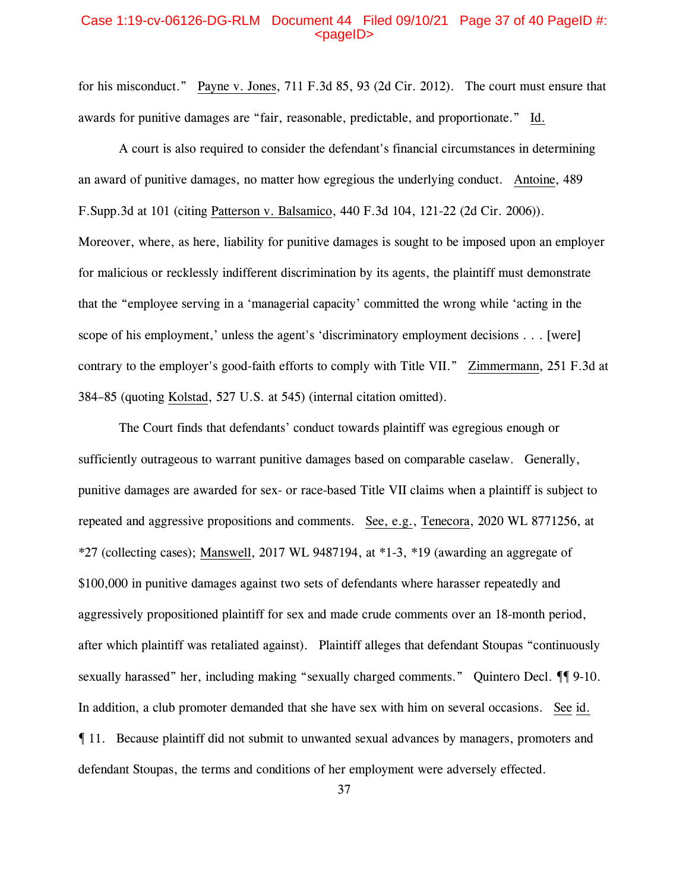for his misconduct." Payne v. Jones, 711 F.3d 85, 93 (2d Cir. 2012). The court must ensure that awards for punitive damages are "fair, reasonable, predictable, and proportionate." Id.

A court is also required to consider the defendant's financial circumstances in determining an award of punitive damages, no matter how egregious the underlying conduct. Antoine, 489 F.Supp.3d at 101 (citing Patterson v. Balsamico, 440 F.3d 104, 121-22 (2d Cir. 2006)). Moreover, where, as here, liability for punitive damages is sought to be imposed upon an employer for malicious or recklessly indifferent discrimination by its agents, the plaintiff must demonstrate that the "employee serving in a 'managerial capacity' committed the wrong while 'acting in the scope of his employment,' unless the agent's 'discriminatory employment decisions . . . [were] contrary to the employer's good-faith efforts to comply with Title VII." Zimmermann, 251 F.3d at 384–85 (quoting Kolstad, 527 U.S. at 545) (internal citation omitted).

The Court finds that defendants' conduct towards plaintiff was egregious enough or sufficiently outrageous to warrant punitive damages based on comparable caselaw. Generally, punitive damages are awarded for sex- or race-based Title VII claims when a plaintiff is subject to repeated and aggressive propositions and comments. See, e.g., Tenecora, 2020 WL 8771256, at *27 (collecting cases); Manswell, 2017 WL 9487194, at *1-3, *19 (awarding an aggregate of $100,000 in punitive damages against two sets of defendants where harasser repeatedly and aggressively propositioned plaintiff for sex and made crude comments over an 18-month period, after which plaintiff was retaliated against). Plaintiff alleges that defendant Stoupas "continuously sexually harassed" her, including making "sexually charged comments." Quintero Decl. ¶¶ 9-10. In addition, a club promoter demanded that she have sex with him on several occasions. See id. ¶ 11. Because plaintiff did not submit to unwanted sexual advances by managers, promoters and defendant Stoupas, the terms and conditions of her employment were adversely effected.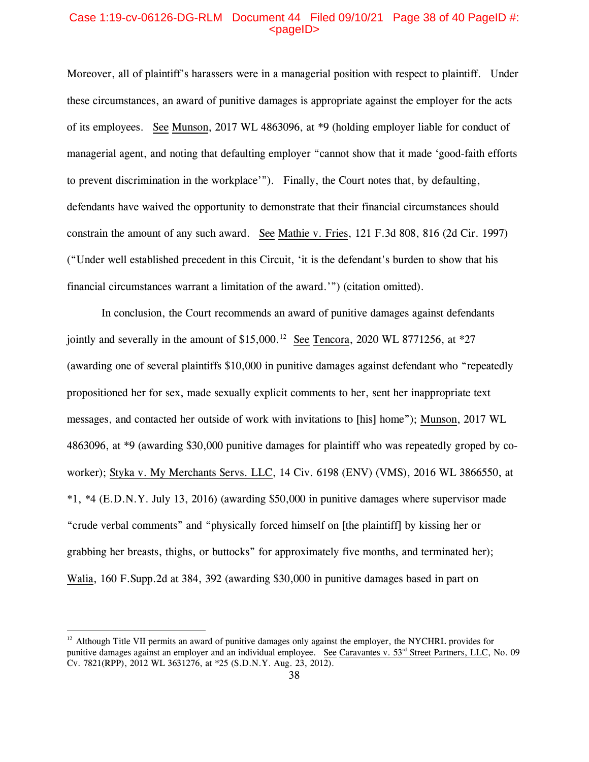Moreover, all of plaintiff's harassers were in a managerial position with respect to plaintiff. Under these circumstances, an award of punitive damages is appropriate against the employer for the acts of its employees. See Munson, 2017 WL 4863096, at *9 (holding employer liable for conduct of managerial agent, and noting that defaulting employer "cannot show that it made 'good-faith efforts to prevent discrimination in the workplace'"). Finally, the Court notes that, by defaulting, defendants have waived the opportunity to demonstrate that their financial circumstances should constrain the amount of any such award. See Mathie v. Fries, 121 F.3d 808, 816 (2d Cir. 1997) ("Under well established precedent in this Circuit, 'it is the defendant's burden to show that his financial circumstances warrant a limitation of the award.'") (citation omitted).

In conclusion, the Court recommends an award of punitive damages against defendants jointly and severally in the amount of $15,000.[12] See Tencora, 2020 WL 8771256, at *27 (awarding one of several plaintiffs $10,000 in punitive damages against defendant who "repeatedly propositioned her for sex, made sexually explicit comments to her, sent her inappropriate text messages, and contacted her outside of work with invitations to [his] home"); Munson, 2017 WL 4863096, at *9 (awarding $30,000 punitive damages for plaintiff who was repeatedly groped by co-worker); Styka v. My Merchants Servs. LLC, 14 Civ. 6198 (ENV) (VMS), 2016 WL 3866550, at *1, *4 (E.D.N.Y. July 13, 2016) (awarding $50,000 in punitive damages where supervisor made "crude verbal comments" and "physically forced himself on [the plaintiff] by kissing her or grabbing her breasts, thighs, or buttocks" for approximately five months, and terminated her); Walia, 160 F.Supp.2d at 384, 392 (awarding $30,000 in punitive damages based in part on

---

[12] Although Title VII permits an award of punitive damages only against the employer, the NYCHRL provides for punitive damages against an employer and an individual employee. See Caravantes v. 53rd Street Partners, LLC, No. 09 Cv. 7821(RPP), 2012 WL 3631276, at *25 (S.D.N.Y. Aug. 23, 2012).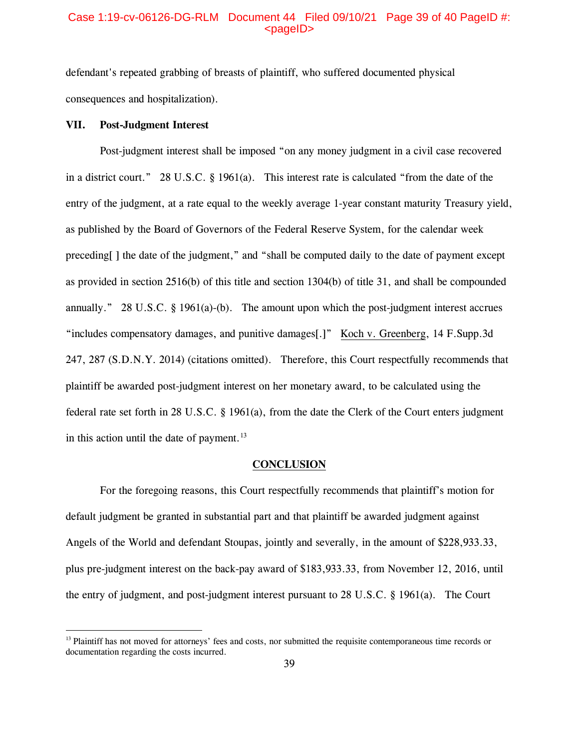defendant's repeated grabbing of breasts of plaintiff, who suffered documented physical consequences and hospitalization).

## VII. Post-Judgment Interest

Post-judgment interest shall be imposed "on any money judgment in a civil case recovered in a district court." 28 U.S.C. § 1961(a). This interest rate is calculated "from the date of the entry of the judgment, at a rate equal to the weekly average 1-year constant maturity Treasury yield, as published by the Board of Governors of the Federal Reserve System, for the calendar week preceding[ ] the date of the judgment," and "shall be computed daily to the date of payment except as provided in section 2516(b) of this title and section 1304(b) of title 31, and shall be compounded annually." 28 U.S.C. § 1961(a)-(b). The amount upon which the post-judgment interest accrues "includes compensatory damages, and punitive damages[.]" Koch v. Greenberg, 14 F.Supp.3d 247, 287 (S.D.N.Y. 2014) (citations omitted). Therefore, this Court respectfully recommends that plaintiff be awarded post-judgment interest on her monetary award, to be calculated using the federal rate set forth in 28 U.S.C. § 1961(a), from the date the Clerk of the Court enters judgment in this action until the date of payment.[13]

## CONCLUSION

For the foregoing reasons, this Court respectfully recommends that plaintiff's motion for default judgment be granted in substantial part and that plaintiff be awarded judgment against Angels of the World and defendant Stoupas, jointly and severally, in the amount of $228,933.33, plus pre-judgment interest on the back-pay award of $183,933.33, from November 12, 2016, until the entry of judgment, and post-judgment interest pursuant to 28 U.S.C. § 1961(a). The Court

[13] Plaintiff has not moved for attorneys' fees and costs, nor submitted the requisite contemporaneous time records or documentation regarding the costs incurred.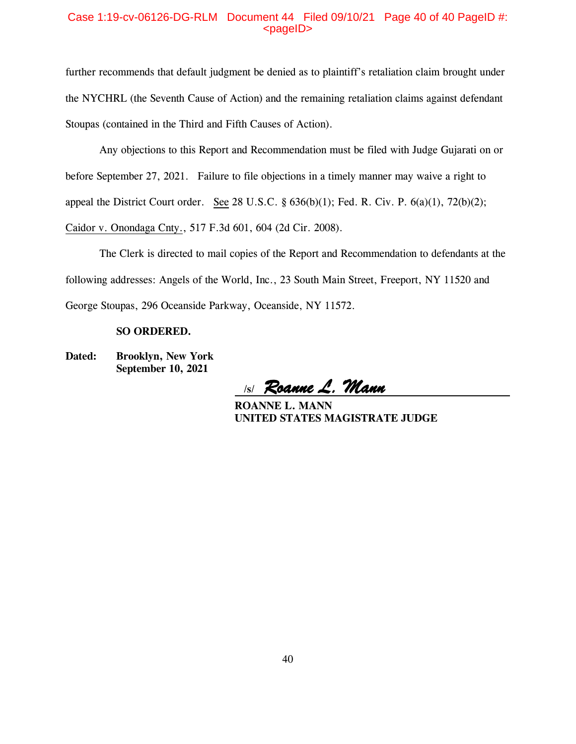further recommends that default judgment be denied as to plaintiff's retaliation claim brought under the NYCHRL (the Seventh Cause of Action) and the remaining retaliation claims against defendant Stoupas (contained in the Third and Fifth Causes of Action).

Any objections to this Report and Recommendation must be filed with Judge Gujarati on or before September 27, 2021. Failure to file objections in a timely manner may waive a right to appeal the District Court order. See 28 U.S.C. § 636(b)(1); Fed. R. Civ. P. 6(a)(1), 72(b)(2); Caidor v. Onondaga Cnty., 517 F.3d 601, 604 (2d Cir. 2008).

The Clerk is directed to mail copies of the Report and Recommendation to defendants at the following addresses: Angels of the World, Inc., 23 South Main Street, Freeport, NY 11520 and George Stoupas, 296 Oceanside Parkway, Oceanside, NY 11572.

**SO ORDERED.**

**Dated: Brooklyn, New York**
**September 10, 2021**

/s/ *Roanne L. Mann*

**ROANNE L. MANN**
**UNITED STATES MAGISTRATE JUDGE**